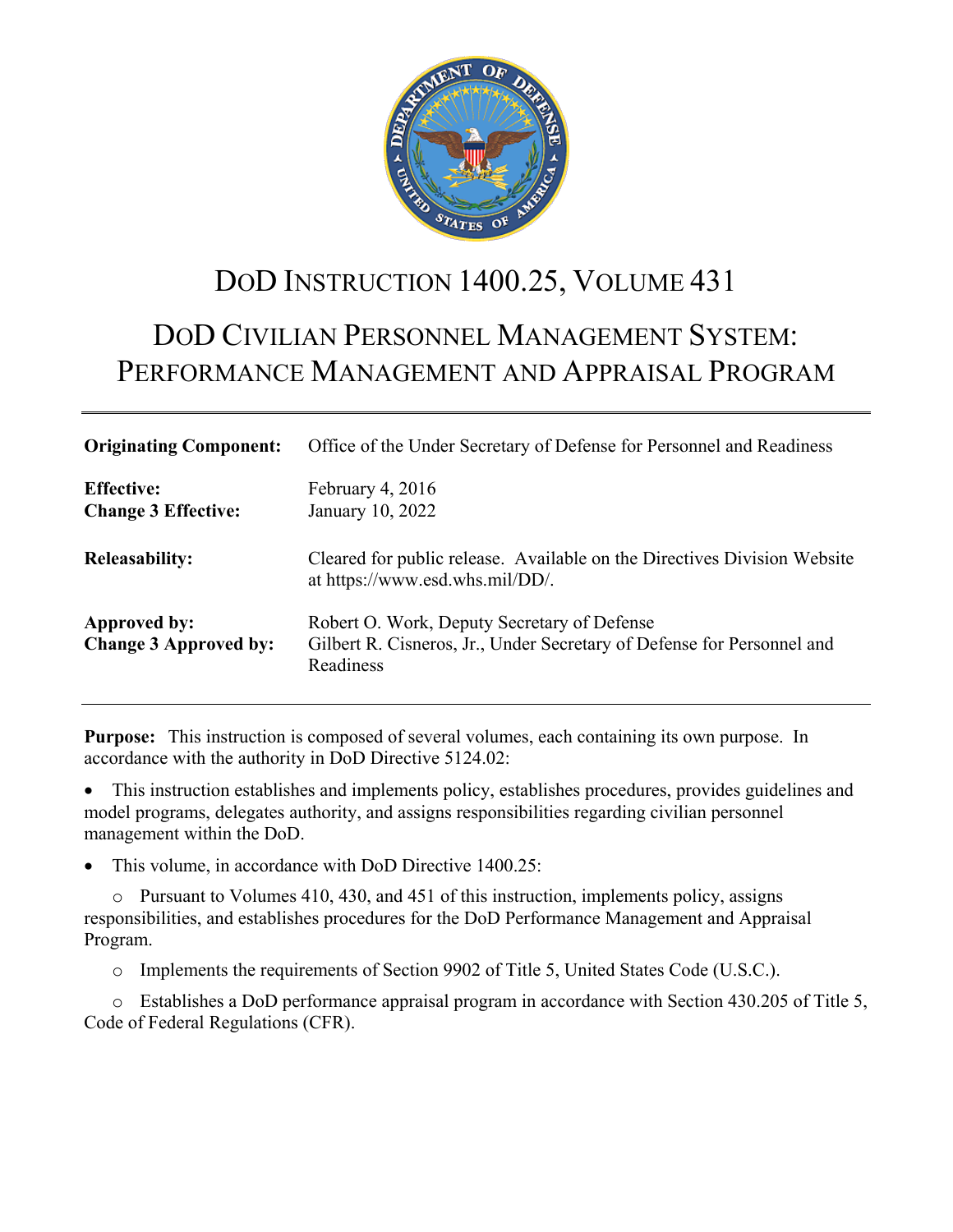# DoD INSTRUCTION 1400.25, VOLUME 431

# DoD CIVILIAN PERSONNEL MANAGEMENT SYSTEM: PERFORMANCE MANAGEMENT AND APPRAISAL PROGRAM

**Originating Component:** Office of the Under Secretary of Defense for Personnel and Readiness

**Effective:** February 4, 2016
**Change 3 Effective:** January 10, 2022

**Releasability:** Cleared for public release. Available on the Directives Division Website at https://www.esd.whs.mil/DD/.

**Approved by:** Robert O. Work, Deputy Secretary of Defense
**Change 3 Approved by:** Gilbert R. Cisneros, Jr., Under Secretary of Defense for Personnel and Readiness

**Purpose:** This instruction is composed of several volumes, each containing its own purpose. In accordance with the authority in DoD Directive 5124.02:

- This instruction establishes and implements policy, establishes procedures, provides guidelines and model programs, delegates authority, and assigns responsibilities regarding civilian personnel management within the DoD.
- This volume, in accordance with DoD Directive 1400.25:
  - Pursuant to Volumes 410, 430, and 451 of this instruction, implements policy, assigns responsibilities, and establishes procedures for the DoD Performance Management and Appraisal Program.
  - Implements the requirements of Section 9902 of Title 5, United States Code (U.S.C.).
  - Establishes a DoD performance appraisal program in accordance with Section 430.205 of Title 5, Code of Federal Regulations (CFR).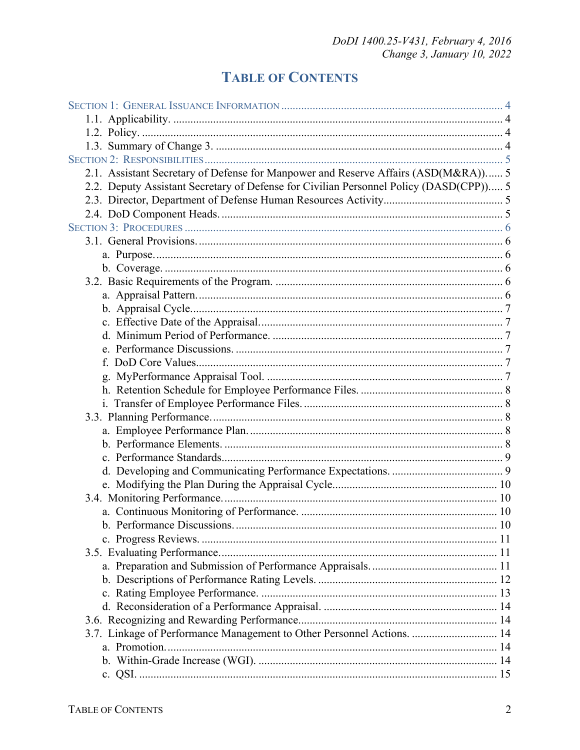# TABLE OF CONTENTS

SECTION 1: GENERAL ISSUANCE INFORMATION ............................................................................. 4
  1.1. Applicability. ................................................................................................................... 4
  1.2. Policy. ............................................................................................................................. 4
  1.3. Summary of Change 3. .................................................................................................... 4
SECTION 2: RESPONSIBILITIES ......................................................................................................... 5
  2.1. Assistant Secretary of Defense for Manpower and Reserve Affairs (ASD(M&RA)). ..... 5
  2.2. Deputy Assistant Secretary of Defense for Civilian Personnel Policy (DASD(CPP)). .... 5
  2.3. Director, Department of Defense Human Resources Activity .......................................... 5
  2.4. DoD Component Heads. ................................................................................................... 5
SECTION 3: PROCEDURES ................................................................................................................ 6
  3.1. General Provisions. ........................................................................................................... 6
    a. Purpose. .......................................................................................................................... 6
    b. Coverage. ....................................................................................................................... 6
  3.2. Basic Requirements of the Program. ................................................................................ 6
    a. Appraisal Pattern. ........................................................................................................... 6
    b. Appraisal Cycle. ............................................................................................................. 7
    c. Effective Date of the Appraisal. ..................................................................................... 7
    d. Minimum Period of Performance. ................................................................................. 7
    e. Performance Discussions. .............................................................................................. 7
    f. DoD Core Values. ........................................................................................................... 7
    g. MyPerformance Appraisal Tool. ................................................................................... 7
    h. Retention Schedule for Employee Performance Files. .................................................. 8
    i. Transfer of Employee Performance Files. ...................................................................... 8
  3.3. Planning Performance. ...................................................................................................... 8
    a. Employee Performance Plan. ......................................................................................... 8
    b. Performance Elements. .................................................................................................. 8
    c. Performance Standards. .................................................................................................. 9
    d. Developing and Communicating Performance Expectations. ....................................... 9
    e. Modifying the Plan During the Appraisal Cycle. ......................................................... 10
  3.4. Monitoring Performance. ................................................................................................ 10
    a. Continuous Monitoring of Performance. ..................................................................... 10
    b. Performance Discussions. ............................................................................................ 10
    c. Progress Reviews. ........................................................................................................ 11
  3.5. Evaluating Performance. ................................................................................................. 11
    a. Preparation and Submission of Performance Appraisals. ............................................ 11
    b. Descriptions of Performance Rating Levels. ............................................................... 12
    c. Rating Employee Performance. ................................................................................... 13
    d. Reconsideration of a Performance Appraisal. ............................................................. 14
  3.6. Recognizing and Rewarding Performance. ..................................................................... 14
  3.7. Linkage of Performance Management to Other Personnel Actions. .............................. 14
    a. Promotion. .................................................................................................................... 14
    b. Within-Grade Increase (WGI). .................................................................................... 14
    c. QSI. .............................................................................................................................. 15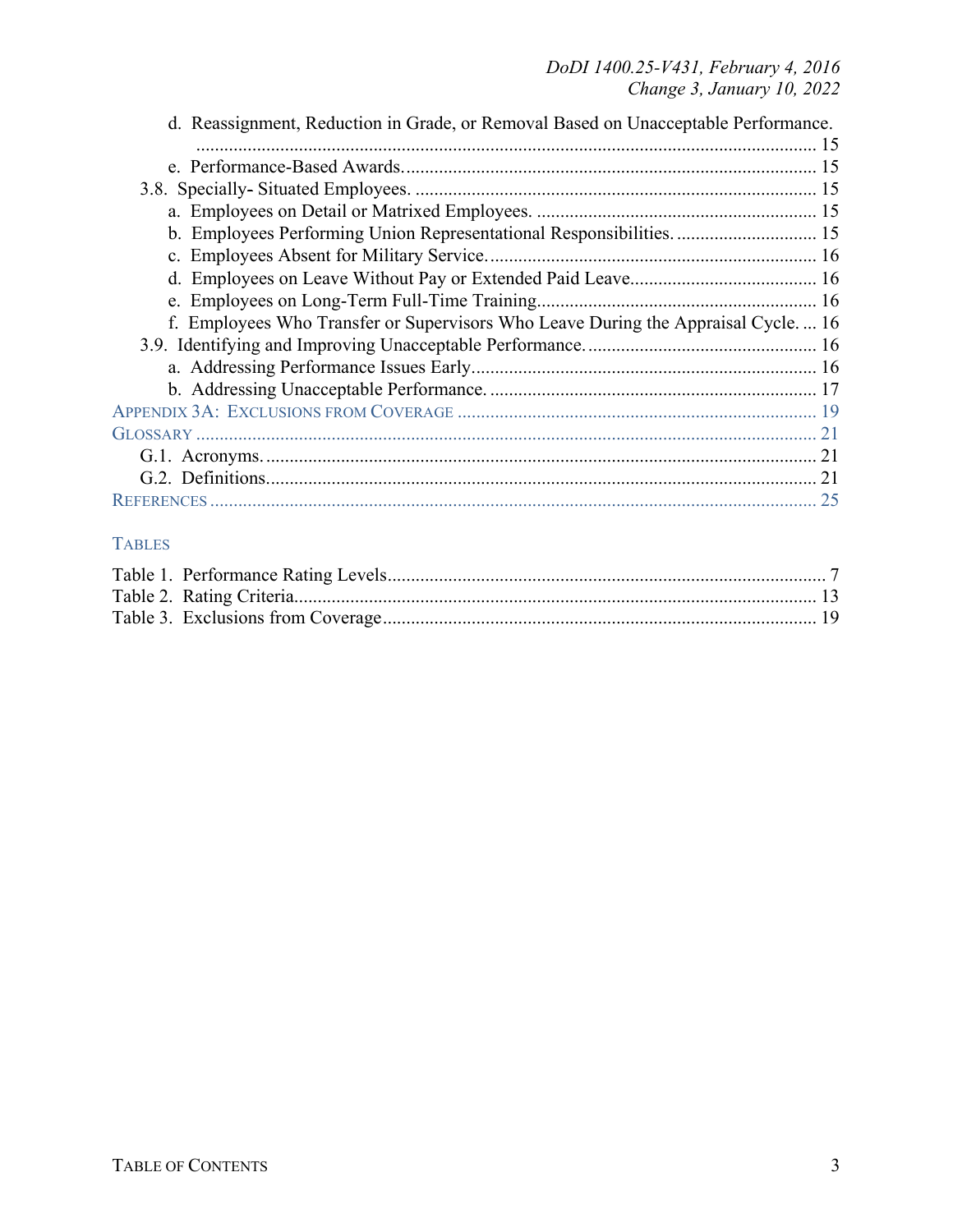d. Reassignment, Reduction in Grade, or Removal Based on Unacceptable Performance. ..... 15
e. Performance-Based Awards. ..... 15

3.8. Specially- Situated Employees. ..... 15
a. Employees on Detail or Matrixed Employees. ..... 15
b. Employees Performing Union Representational Responsibilities. ..... 15
c. Employees Absent for Military Service. ..... 16
d. Employees on Leave Without Pay or Extended Paid Leave. ..... 16
e. Employees on Long-Term Full-Time Training. ..... 16
f. Employees Who Transfer or Supervisors Who Leave During the Appraisal Cycle. ..... 16

3.9. Identifying and Improving Unacceptable Performance. ..... 16
a. Addressing Performance Issues Early. ..... 16
b. Addressing Unacceptable Performance. ..... 17

APPENDIX 3A: EXCLUSIONS FROM COVERAGE ..... 19

GLOSSARY ..... 21
G.1. Acronyms. ..... 21
G.2. Definitions. ..... 21

REFERENCES ..... 25

TABLES

Table 1. Performance Rating Levels ..... 7
Table 2. Rating Criteria ..... 13
Table 3. Exclusions from Coverage ..... 19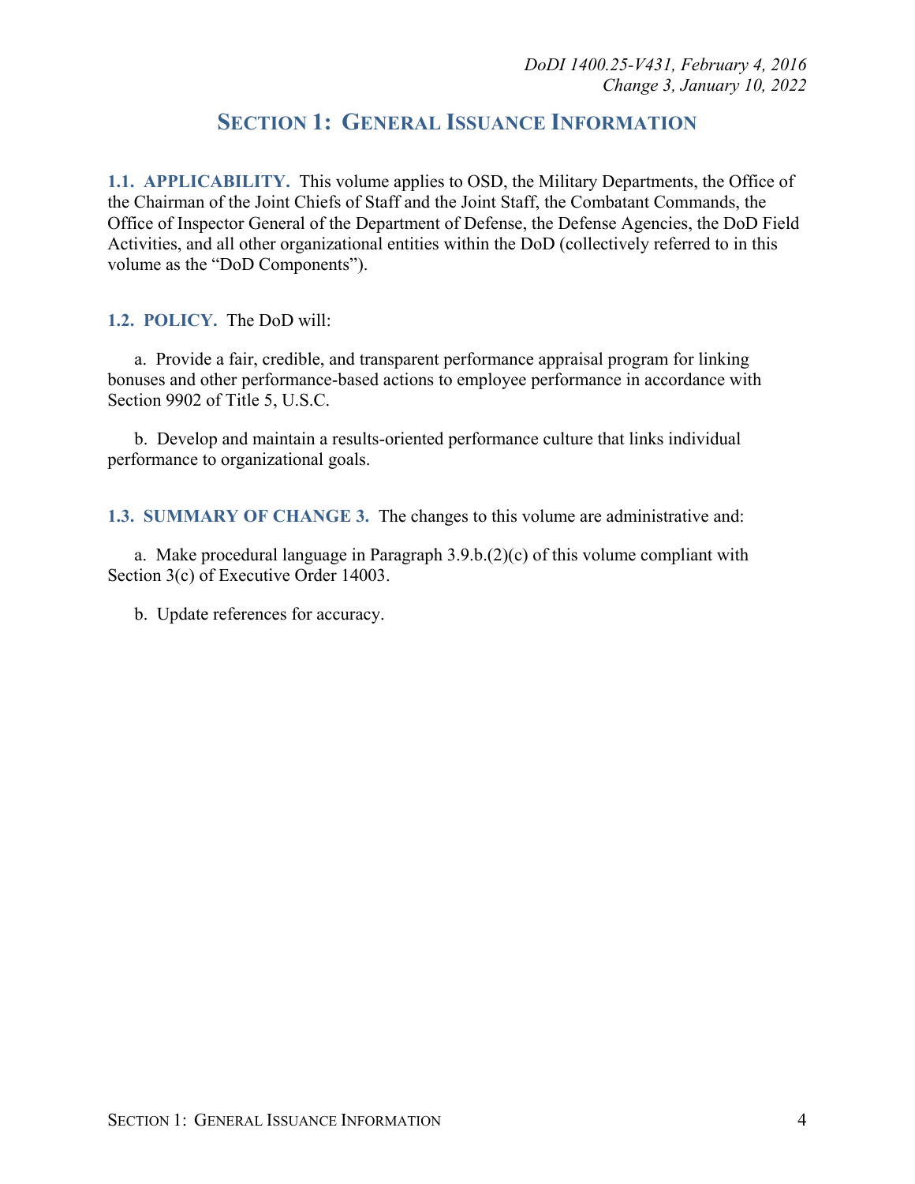## SECTION 1: GENERAL ISSUANCE INFORMATION

**1.1. APPLICABILITY.** This volume applies to OSD, the Military Departments, the Office of the Chairman of the Joint Chiefs of Staff and the Joint Staff, the Combatant Commands, the Office of Inspector General of the Department of Defense, the Defense Agencies, the DoD Field Activities, and all other organizational entities within the DoD (collectively referred to in this volume as the "DoD Components").

**1.2. POLICY.** The DoD will:

a. Provide a fair, credible, and transparent performance appraisal program for linking bonuses and other performance-based actions to employee performance in accordance with Section 9902 of Title 5, U.S.C.

b. Develop and maintain a results-oriented performance culture that links individual performance to organizational goals.

**1.3. SUMMARY OF CHANGE 3.** The changes to this volume are administrative and:

a. Make procedural language in Paragraph 3.9.b.(2)(c) of this volume compliant with Section 3(c) of Executive Order 14003.

b. Update references for accuracy.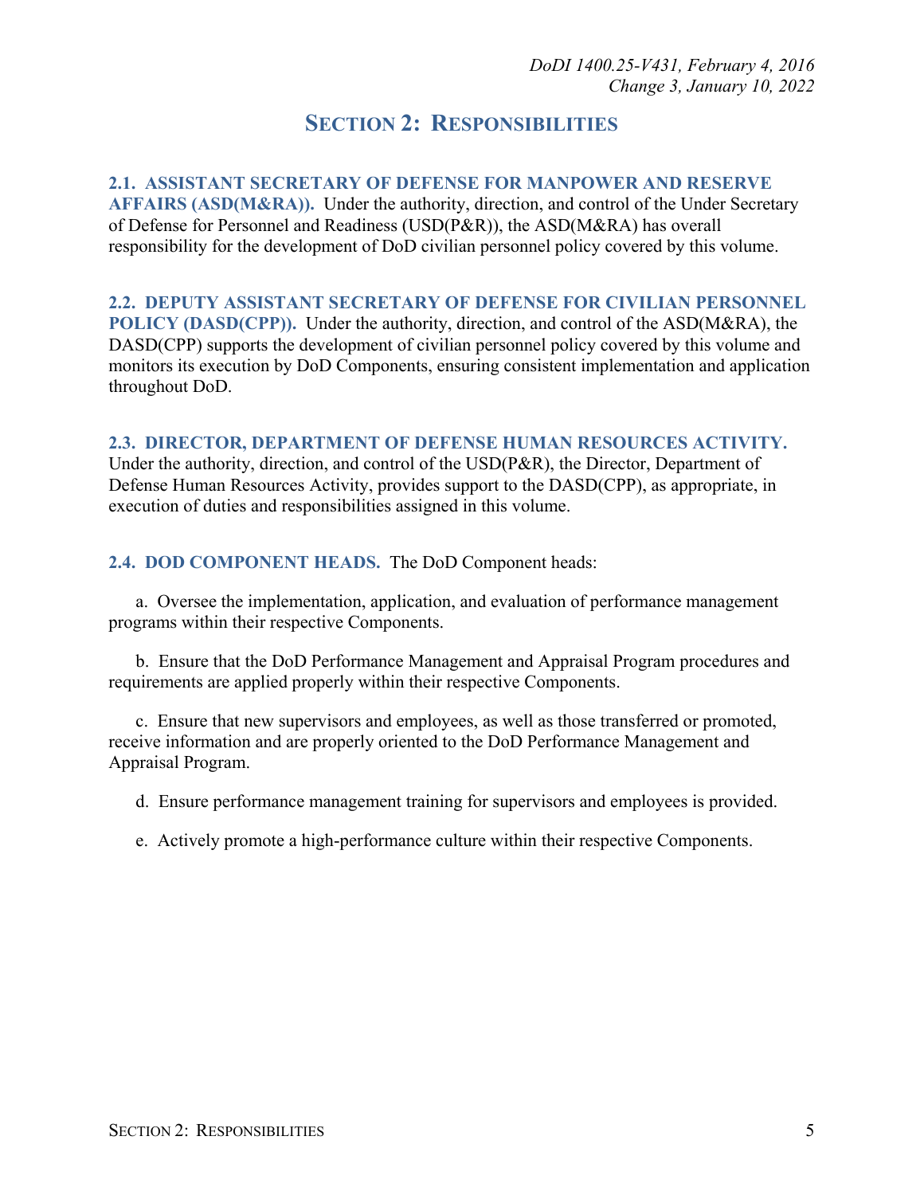# SECTION 2: RESPONSIBILITIES

**2.1. ASSISTANT SECRETARY OF DEFENSE FOR MANPOWER AND RESERVE AFFAIRS (ASD(M&RA)).** Under the authority, direction, and control of the Under Secretary of Defense for Personnel and Readiness (USD(P&R)), the ASD(M&RA) has overall responsibility for the development of DoD civilian personnel policy covered by this volume.

**2.2. DEPUTY ASSISTANT SECRETARY OF DEFENSE FOR CIVILIAN PERSONNEL POLICY (DASD(CPP)).** Under the authority, direction, and control of the ASD(M&RA), the DASD(CPP) supports the development of civilian personnel policy covered by this volume and monitors its execution by DoD Components, ensuring consistent implementation and application throughout DoD.

**2.3. DIRECTOR, DEPARTMENT OF DEFENSE HUMAN RESOURCES ACTIVITY.** Under the authority, direction, and control of the USD(P&R), the Director, Department of Defense Human Resources Activity, provides support to the DASD(CPP), as appropriate, in execution of duties and responsibilities assigned in this volume.

**2.4. DOD COMPONENT HEADS.** The DoD Component heads:

a. Oversee the implementation, application, and evaluation of performance management programs within their respective Components.

b. Ensure that the DoD Performance Management and Appraisal Program procedures and requirements are applied properly within their respective Components.

c. Ensure that new supervisors and employees, as well as those transferred or promoted, receive information and are properly oriented to the DoD Performance Management and Appraisal Program.

d. Ensure performance management training for supervisors and employees is provided.

e. Actively promote a high-performance culture within their respective Components.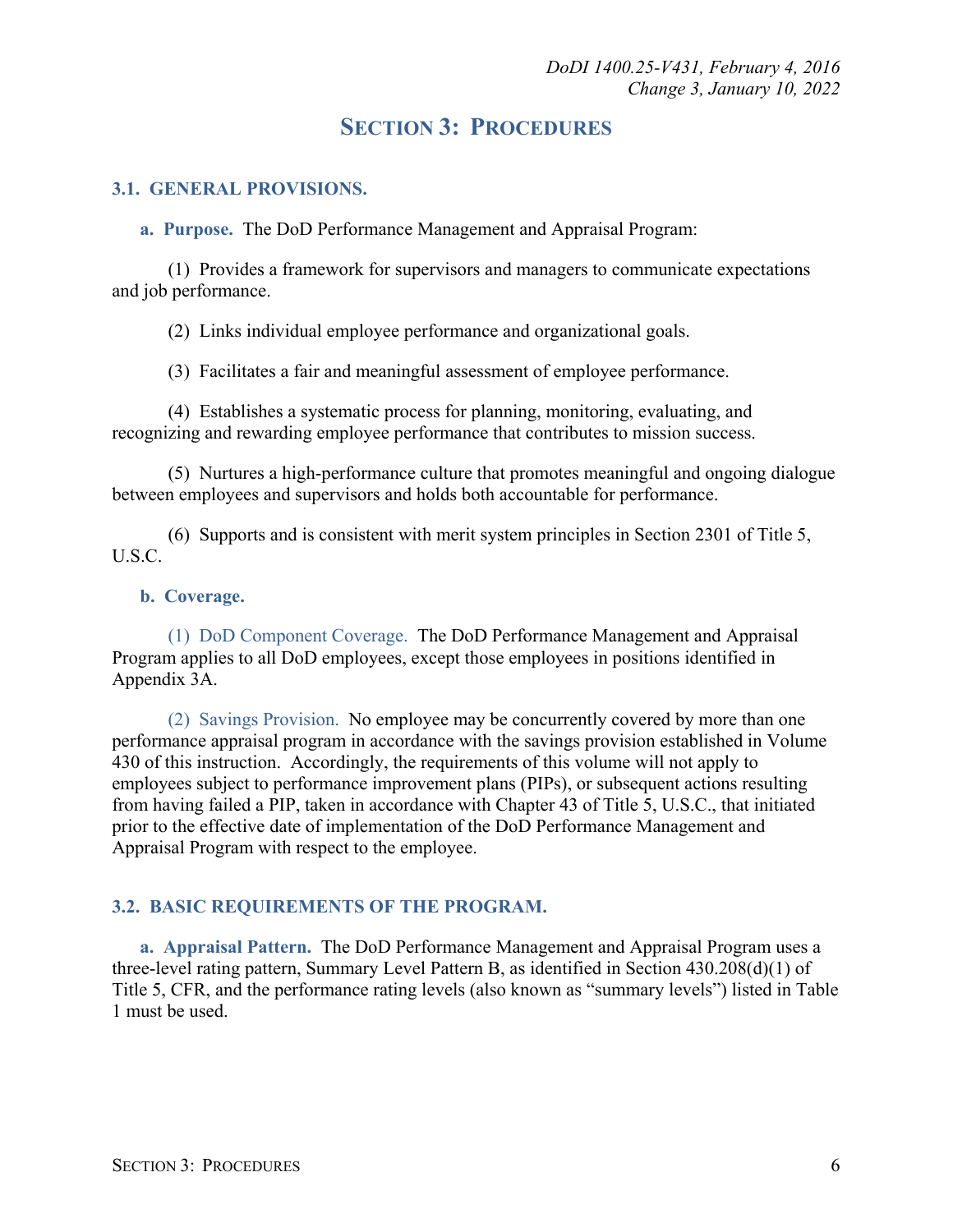## SECTION 3: PROCEDURES

### 3.1. GENERAL PROVISIONS.

**a. Purpose.** The DoD Performance Management and Appraisal Program:

(1) Provides a framework for supervisors and managers to communicate expectations and job performance.

(2) Links individual employee performance and organizational goals.

(3) Facilitates a fair and meaningful assessment of employee performance.

(4) Establishes a systematic process for planning, monitoring, evaluating, and recognizing and rewarding employee performance that contributes to mission success.

(5) Nurtures a high-performance culture that promotes meaningful and ongoing dialogue between employees and supervisors and holds both accountable for performance.

(6) Supports and is consistent with merit system principles in Section 2301 of Title 5, U.S.C.

**b. Coverage.**

(1) DoD Component Coverage. The DoD Performance Management and Appraisal Program applies to all DoD employees, except those employees in positions identified in Appendix 3A.

(2) Savings Provision. No employee may be concurrently covered by more than one performance appraisal program in accordance with the savings provision established in Volume 430 of this instruction. Accordingly, the requirements of this volume will not apply to employees subject to performance improvement plans (PIPs), or subsequent actions resulting from having failed a PIP, taken in accordance with Chapter 43 of Title 5, U.S.C., that initiated prior to the effective date of implementation of the DoD Performance Management and Appraisal Program with respect to the employee.

### 3.2. BASIC REQUIREMENTS OF THE PROGRAM.

**a. Appraisal Pattern.** The DoD Performance Management and Appraisal Program uses a three-level rating pattern, Summary Level Pattern B, as identified in Section 430.208(d)(1) of Title 5, CFR, and the performance rating levels (also known as "summary levels") listed in Table 1 must be used.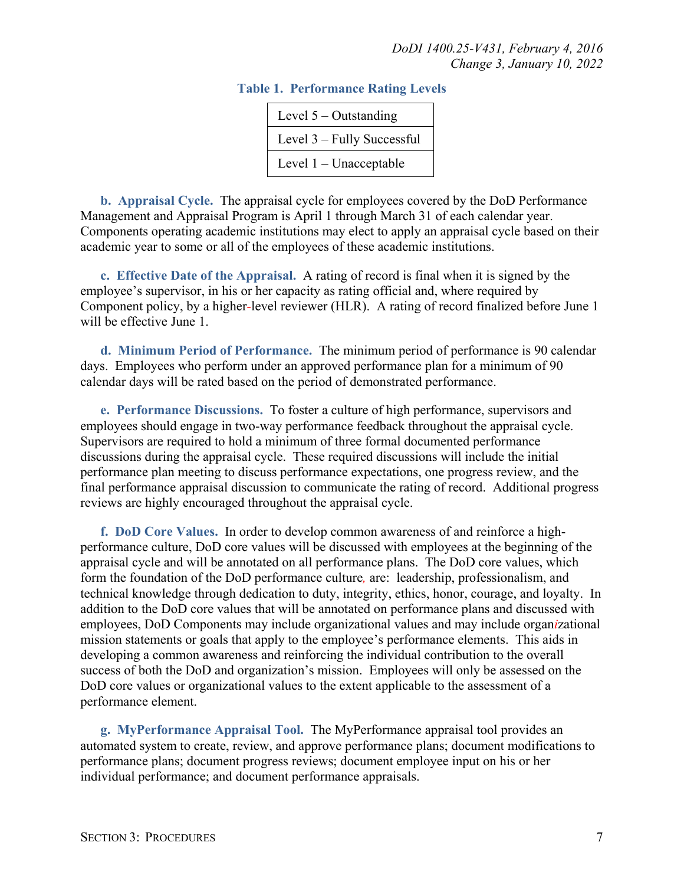**Table 1. Performance Rating Levels**

| Level 5 – Outstanding |
|---|
| Level 3 – Fully Successful |
| Level 1 – Unacceptable |

**b. Appraisal Cycle.** The appraisal cycle for employees covered by the DoD Performance Management and Appraisal Program is April 1 through March 31 of each calendar year. Components operating academic institutions may elect to apply an appraisal cycle based on their academic year to some or all of the employees of these academic institutions.

**c. Effective Date of the Appraisal.** A rating of record is final when it is signed by the employee's supervisor, in his or her capacity as rating official and, where required by Component policy, by a higher-level reviewer (HLR). A rating of record finalized before June 1 will be effective June 1.

**d. Minimum Period of Performance.** The minimum period of performance is 90 calendar days. Employees who perform under an approved performance plan for a minimum of 90 calendar days will be rated based on the period of demonstrated performance.

**e. Performance Discussions.** To foster a culture of high performance, supervisors and employees should engage in two-way performance feedback throughout the appraisal cycle. Supervisors are required to hold a minimum of three formal documented performance discussions during the appraisal cycle. These required discussions will include the initial performance plan meeting to discuss performance expectations, one progress review, and the final performance appraisal discussion to communicate the rating of record. Additional progress reviews are highly encouraged throughout the appraisal cycle.

**f. DoD Core Values.** In order to develop common awareness of and reinforce a high-performance culture, DoD core values will be discussed with employees at the beginning of the appraisal cycle and will be annotated on all performance plans. The DoD core values, which form the foundation of the DoD performance culture, are: leadership, professionalism, and technical knowledge through dedication to duty, integrity, ethics, honor, courage, and loyalty. In addition to the DoD core values that will be annotated on performance plans and discussed with employees, DoD Components may include organizational values and may include organizational mission statements or goals that apply to the employee's performance elements. This aids in developing a common awareness and reinforcing the individual contribution to the overall success of both the DoD and organization's mission. Employees will only be assessed on the DoD core values or organizational values to the extent applicable to the assessment of a performance element.

**g. MyPerformance Appraisal Tool.** The MyPerformance appraisal tool provides an automated system to create, review, and approve performance plans; document modifications to performance plans; document progress reviews; document employee input on his or her individual performance; and document performance appraisals.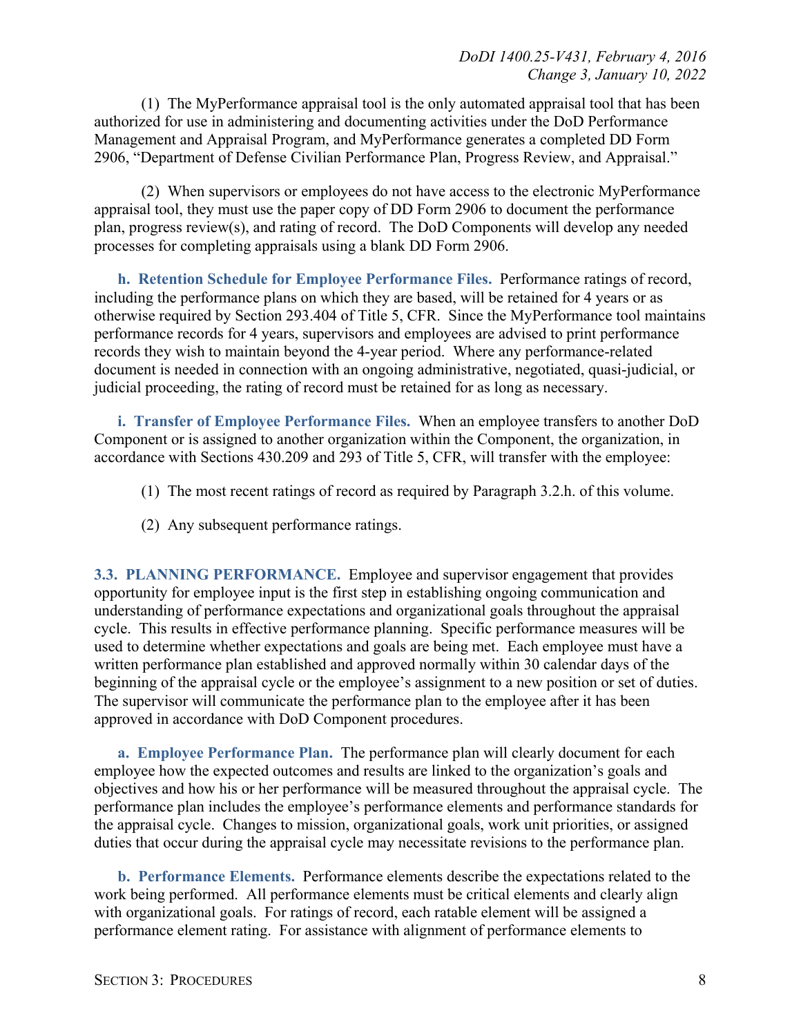(1) The MyPerformance appraisal tool is the only automated appraisal tool that has been authorized for use in administering and documenting activities under the DoD Performance Management and Appraisal Program, and MyPerformance generates a completed DD Form 2906, "Department of Defense Civilian Performance Plan, Progress Review, and Appraisal."

(2) When supervisors or employees do not have access to the electronic MyPerformance appraisal tool, they must use the paper copy of DD Form 2906 to document the performance plan, progress review(s), and rating of record. The DoD Components will develop any needed processes for completing appraisals using a blank DD Form 2906.

**h. Retention Schedule for Employee Performance Files.** Performance ratings of record, including the performance plans on which they are based, will be retained for 4 years or as otherwise required by Section 293.404 of Title 5, CFR. Since the MyPerformance tool maintains performance records for 4 years, supervisors and employees are advised to print performance records they wish to maintain beyond the 4-year period. Where any performance-related document is needed in connection with an ongoing administrative, negotiated, quasi-judicial, or judicial proceeding, the rating of record must be retained for as long as necessary.

**i. Transfer of Employee Performance Files.** When an employee transfers to another DoD Component or is assigned to another organization within the Component, the organization, in accordance with Sections 430.209 and 293 of Title 5, CFR, will transfer with the employee:

(1) The most recent ratings of record as required by Paragraph 3.2.h. of this volume.

(2) Any subsequent performance ratings.

## 3.3. PLANNING PERFORMANCE.

Employee and supervisor engagement that provides opportunity for employee input is the first step in establishing ongoing communication and understanding of performance expectations and organizational goals throughout the appraisal cycle. This results in effective performance planning. Specific performance measures will be used to determine whether expectations and goals are being met. Each employee must have a written performance plan established and approved normally within 30 calendar days of the beginning of the appraisal cycle or the employee's assignment to a new position or set of duties. The supervisor will communicate the performance plan to the employee after it has been approved in accordance with DoD Component procedures.

**a. Employee Performance Plan.** The performance plan will clearly document for each employee how the expected outcomes and results are linked to the organization's goals and objectives and how his or her performance will be measured throughout the appraisal cycle. The performance plan includes the employee's performance elements and performance standards for the appraisal cycle. Changes to mission, organizational goals, work unit priorities, or assigned duties that occur during the appraisal cycle may necessitate revisions to the performance plan.

**b. Performance Elements.** Performance elements describe the expectations related to the work being performed. All performance elements must be critical elements and clearly align with organizational goals. For ratings of record, each ratable element will be assigned a performance element rating. For assistance with alignment of performance elements to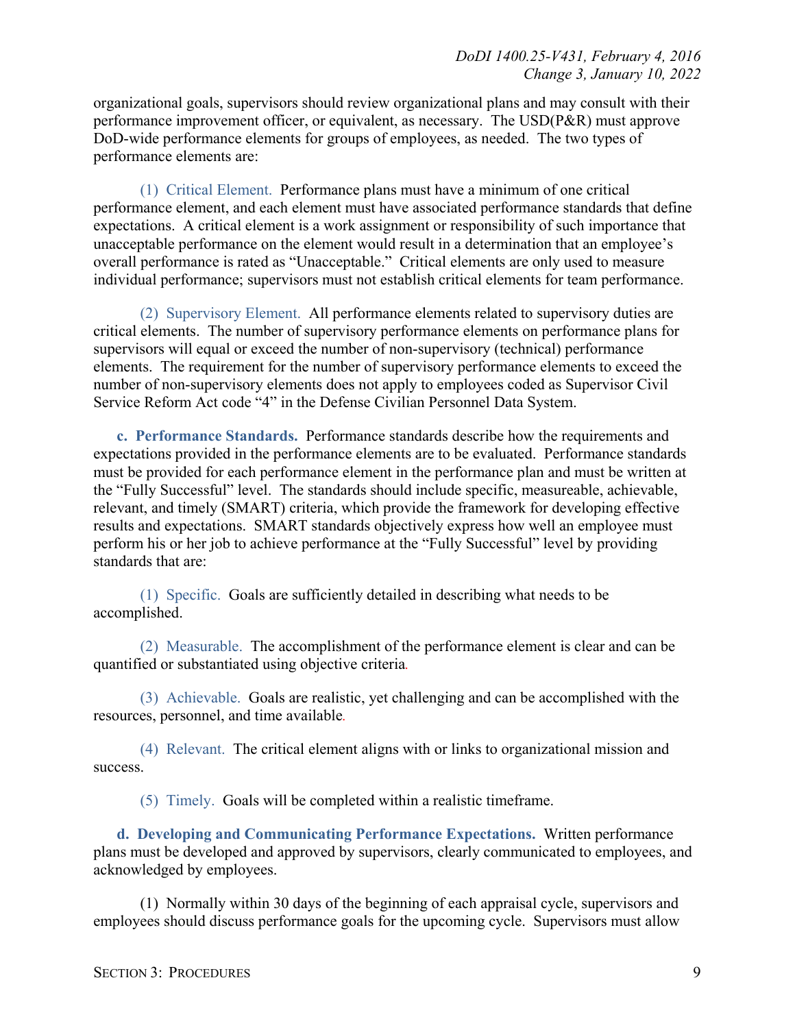organizational goals, supervisors should review organizational plans and may consult with their performance improvement officer, or equivalent, as necessary. The USD(P&R) must approve DoD-wide performance elements for groups of employees, as needed. The two types of performance elements are:

(1) Critical Element. Performance plans must have a minimum of one critical performance element, and each element must have associated performance standards that define expectations. A critical element is a work assignment or responsibility of such importance that unacceptable performance on the element would result in a determination that an employee's overall performance is rated as "Unacceptable." Critical elements are only used to measure individual performance; supervisors must not establish critical elements for team performance.

(2) Supervisory Element. All performance elements related to supervisory duties are critical elements. The number of supervisory performance elements on performance plans for supervisors will equal or exceed the number of non-supervisory (technical) performance elements. The requirement for the number of supervisory performance elements to exceed the number of non-supervisory elements does not apply to employees coded as Supervisor Civil Service Reform Act code "4" in the Defense Civilian Personnel Data System.

**c. Performance Standards.** Performance standards describe how the requirements and expectations provided in the performance elements are to be evaluated. Performance standards must be provided for each performance element in the performance plan and must be written at the "Fully Successful" level. The standards should include specific, measureable, achievable, relevant, and timely (SMART) criteria, which provide the framework for developing effective results and expectations. SMART standards objectively express how well an employee must perform his or her job to achieve performance at the "Fully Successful" level by providing standards that are:

(1) Specific. Goals are sufficiently detailed in describing what needs to be accomplished.

(2) Measurable. The accomplishment of the performance element is clear and can be quantified or substantiated using objective criteria.

(3) Achievable. Goals are realistic, yet challenging and can be accomplished with the resources, personnel, and time available.

(4) Relevant. The critical element aligns with or links to organizational mission and success.

(5) Timely. Goals will be completed within a realistic timeframe.

**d. Developing and Communicating Performance Expectations.** Written performance plans must be developed and approved by supervisors, clearly communicated to employees, and acknowledged by employees.

(1) Normally within 30 days of the beginning of each appraisal cycle, supervisors and employees should discuss performance goals for the upcoming cycle. Supervisors must allow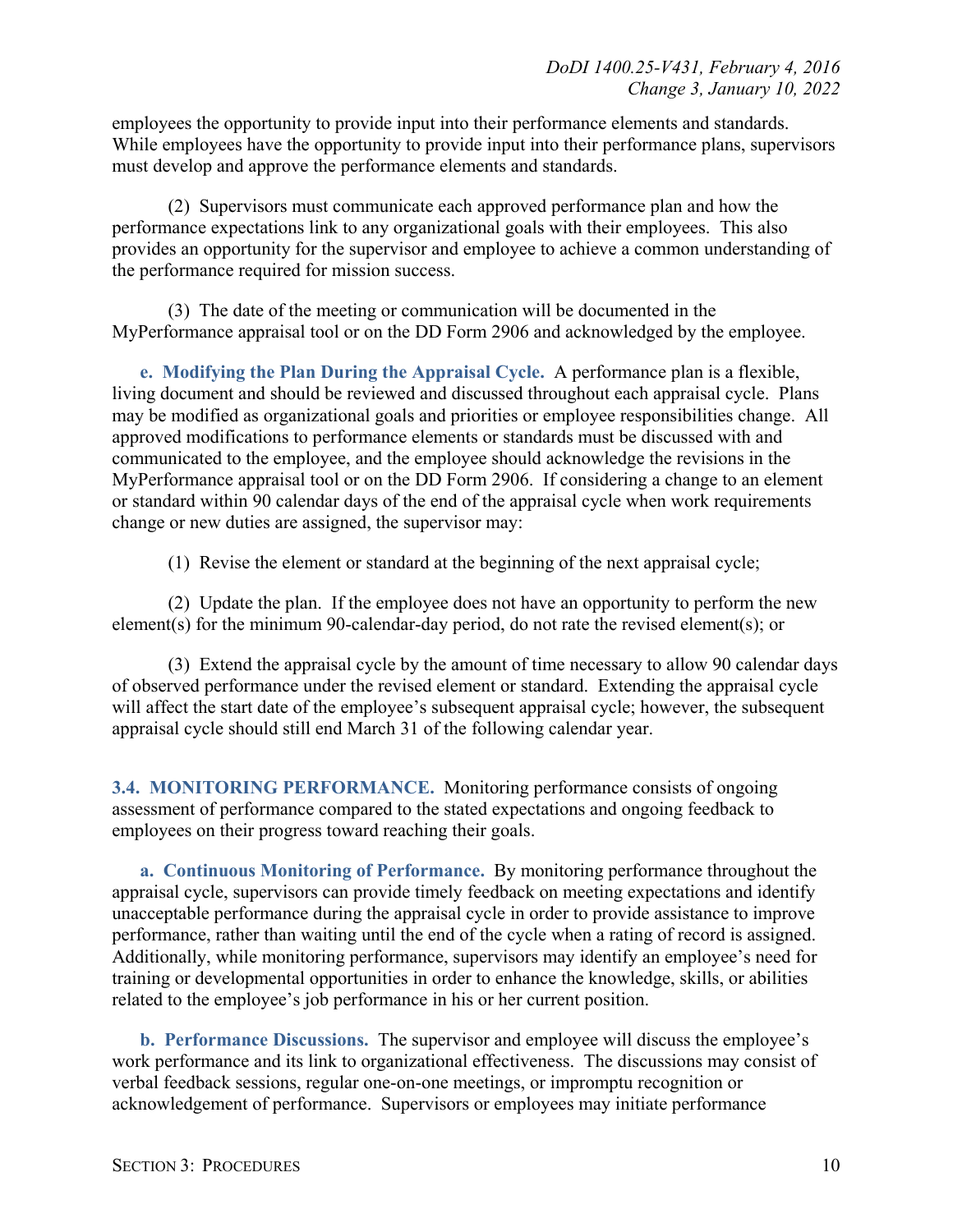employees the opportunity to provide input into their performance elements and standards. While employees have the opportunity to provide input into their performance plans, supervisors must develop and approve the performance elements and standards.

(2) Supervisors must communicate each approved performance plan and how the performance expectations link to any organizational goals with their employees. This also provides an opportunity for the supervisor and employee to achieve a common understanding of the performance required for mission success.

(3) The date of the meeting or communication will be documented in the MyPerformance appraisal tool or on the DD Form 2906 and acknowledged by the employee.

**e. Modifying the Plan During the Appraisal Cycle.** A performance plan is a flexible, living document and should be reviewed and discussed throughout each appraisal cycle. Plans may be modified as organizational goals and priorities or employee responsibilities change. All approved modifications to performance elements or standards must be discussed with and communicated to the employee, and the employee should acknowledge the revisions in the MyPerformance appraisal tool or on the DD Form 2906. If considering a change to an element or standard within 90 calendar days of the end of the appraisal cycle when work requirements change or new duties are assigned, the supervisor may:

(1) Revise the element or standard at the beginning of the next appraisal cycle;

(2) Update the plan. If the employee does not have an opportunity to perform the new element(s) for the minimum 90-calendar-day period, do not rate the revised element(s); or

(3) Extend the appraisal cycle by the amount of time necessary to allow 90 calendar days of observed performance under the revised element or standard. Extending the appraisal cycle will affect the start date of the employee's subsequent appraisal cycle; however, the subsequent appraisal cycle should still end March 31 of the following calendar year.

## 3.4. MONITORING PERFORMANCE.

Monitoring performance consists of ongoing assessment of performance compared to the stated expectations and ongoing feedback to employees on their progress toward reaching their goals.

**a. Continuous Monitoring of Performance.** By monitoring performance throughout the appraisal cycle, supervisors can provide timely feedback on meeting expectations and identify unacceptable performance during the appraisal cycle in order to provide assistance to improve performance, rather than waiting until the end of the cycle when a rating of record is assigned. Additionally, while monitoring performance, supervisors may identify an employee's need for training or developmental opportunities in order to enhance the knowledge, skills, or abilities related to the employee's job performance in his or her current position.

**b. Performance Discussions.** The supervisor and employee will discuss the employee's work performance and its link to organizational effectiveness. The discussions may consist of verbal feedback sessions, regular one-on-one meetings, or impromptu recognition or acknowledgement of performance. Supervisors or employees may initiate performance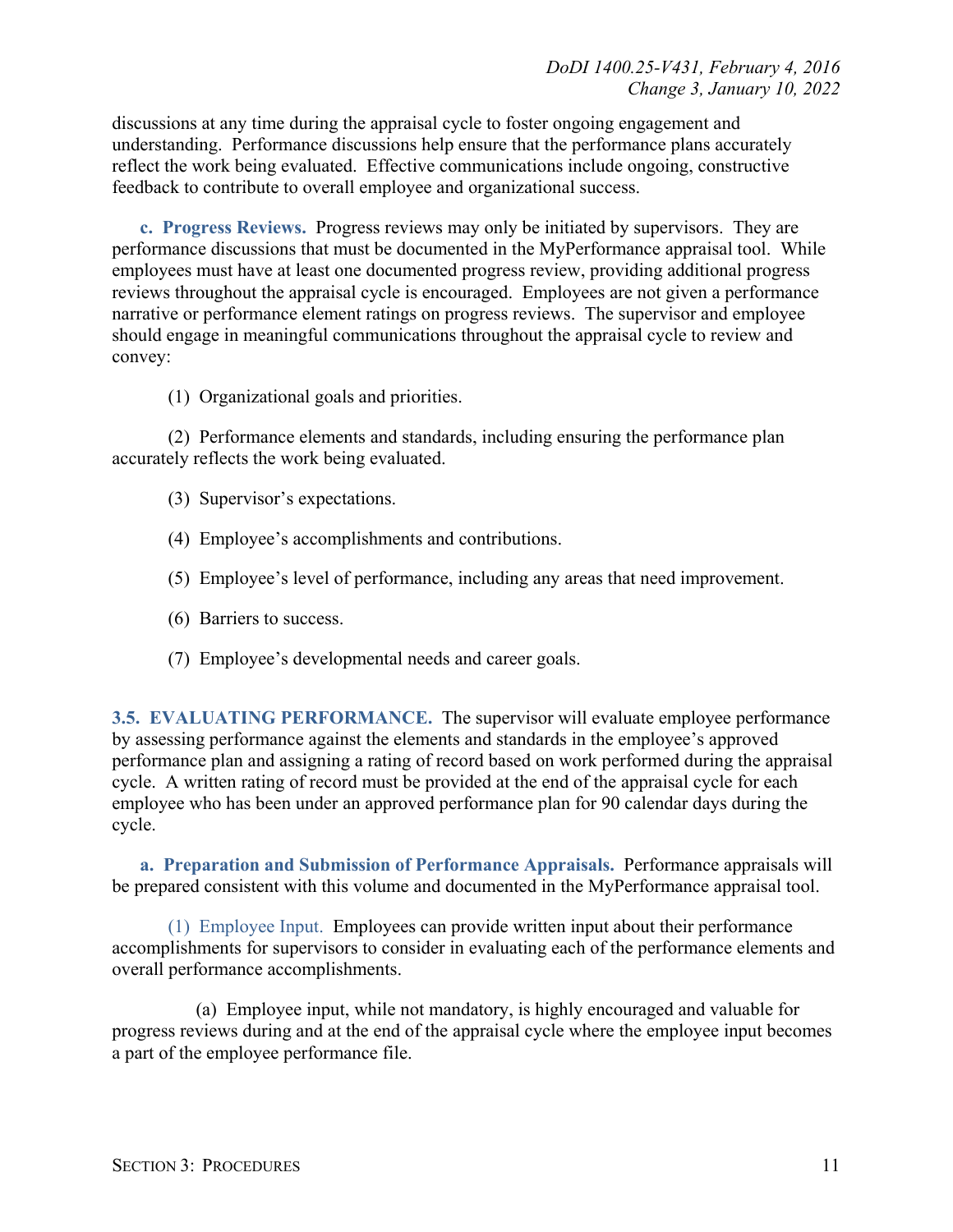discussions at any time during the appraisal cycle to foster ongoing engagement and understanding. Performance discussions help ensure that the performance plans accurately reflect the work being evaluated. Effective communications include ongoing, constructive feedback to contribute to overall employee and organizational success.

**c. Progress Reviews.** Progress reviews may only be initiated by supervisors. They are performance discussions that must be documented in the MyPerformance appraisal tool. While employees must have at least one documented progress review, providing additional progress reviews throughout the appraisal cycle is encouraged. Employees are not given a performance narrative or performance element ratings on progress reviews. The supervisor and employee should engage in meaningful communications throughout the appraisal cycle to review and convey:

(1) Organizational goals and priorities.

(2) Performance elements and standards, including ensuring the performance plan accurately reflects the work being evaluated.

(3) Supervisor's expectations.

(4) Employee's accomplishments and contributions.

(5) Employee's level of performance, including any areas that need improvement.

(6) Barriers to success.

(7) Employee's developmental needs and career goals.

## 3.5. EVALUATING PERFORMANCE.

The supervisor will evaluate employee performance by assessing performance against the elements and standards in the employee's approved performance plan and assigning a rating of record based on work performed during the appraisal cycle. A written rating of record must be provided at the end of the appraisal cycle for each employee who has been under an approved performance plan for 90 calendar days during the cycle.

**a. Preparation and Submission of Performance Appraisals.** Performance appraisals will be prepared consistent with this volume and documented in the MyPerformance appraisal tool.

(1) Employee Input. Employees can provide written input about their performance accomplishments for supervisors to consider in evaluating each of the performance elements and overall performance accomplishments.

(a) Employee input, while not mandatory, is highly encouraged and valuable for progress reviews during and at the end of the appraisal cycle where the employee input becomes a part of the employee performance file.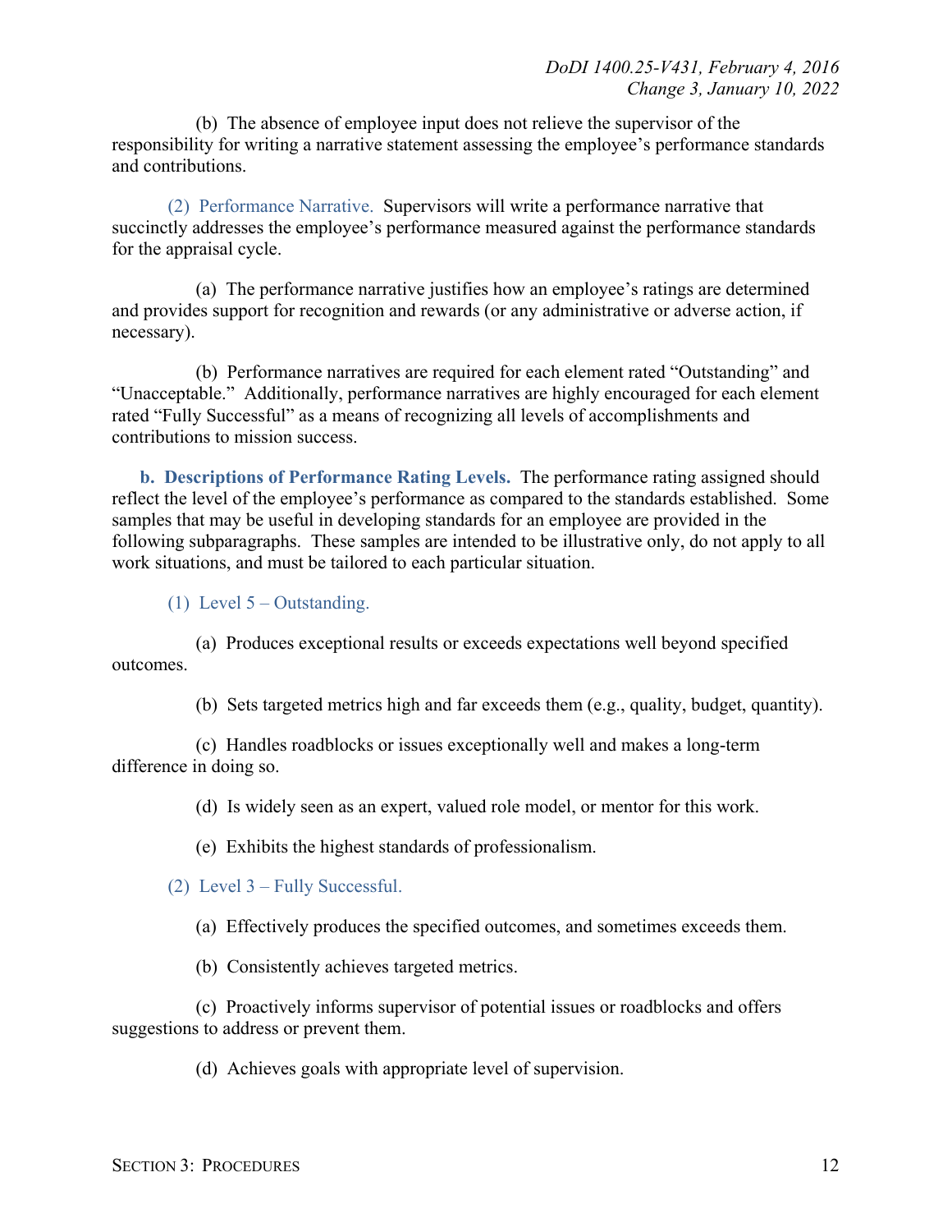(b) The absence of employee input does not relieve the supervisor of the responsibility for writing a narrative statement assessing the employee's performance standards and contributions.

(2) Performance Narrative. Supervisors will write a performance narrative that succinctly addresses the employee's performance measured against the performance standards for the appraisal cycle.

(a) The performance narrative justifies how an employee's ratings are determined and provides support for recognition and rewards (or any administrative or adverse action, if necessary).

(b) Performance narratives are required for each element rated "Outstanding" and "Unacceptable." Additionally, performance narratives are highly encouraged for each element rated "Fully Successful" as a means of recognizing all levels of accomplishments and contributions to mission success.

**b. Descriptions of Performance Rating Levels.** The performance rating assigned should reflect the level of the employee's performance as compared to the standards established. Some samples that may be useful in developing standards for an employee are provided in the following subparagraphs. These samples are intended to be illustrative only, do not apply to all work situations, and must be tailored to each particular situation.

(1) Level 5 – Outstanding.

(a) Produces exceptional results or exceeds expectations well beyond specified outcomes.

(b) Sets targeted metrics high and far exceeds them (e.g., quality, budget, quantity).

(c) Handles roadblocks or issues exceptionally well and makes a long-term difference in doing so.

(d) Is widely seen as an expert, valued role model, or mentor for this work.

(e) Exhibits the highest standards of professionalism.

(2) Level 3 – Fully Successful.

(a) Effectively produces the specified outcomes, and sometimes exceeds them.

(b) Consistently achieves targeted metrics.

(c) Proactively informs supervisor of potential issues or roadblocks and offers suggestions to address or prevent them.

(d) Achieves goals with appropriate level of supervision.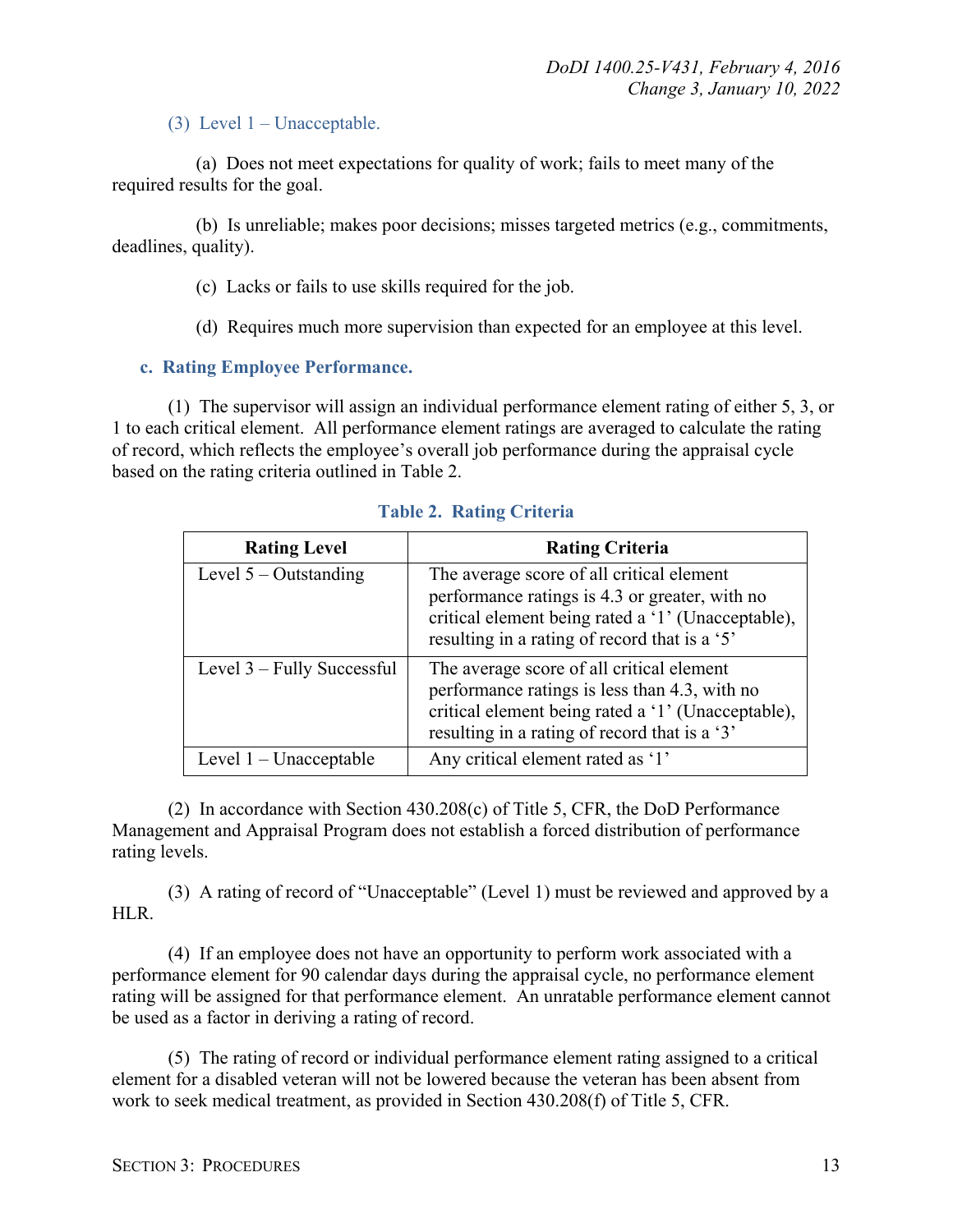(3) Level 1 – Unacceptable.

(a) Does not meet expectations for quality of work; fails to meet many of the required results for the goal.

(b) Is unreliable; makes poor decisions; misses targeted metrics (e.g., commitments, deadlines, quality).

(c) Lacks or fails to use skills required for the job.

(d) Requires much more supervision than expected for an employee at this level.

**c. Rating Employee Performance.**

(1) The supervisor will assign an individual performance element rating of either 5, 3, or 1 to each critical element. All performance element ratings are averaged to calculate the rating of record, which reflects the employee's overall job performance during the appraisal cycle based on the rating criteria outlined in Table 2.

**Table 2. Rating Criteria**

| Rating Level | Rating Criteria |
|---|---|
| Level 5 – Outstanding | The average score of all critical element performance ratings is 4.3 or greater, with no critical element being rated a '1' (Unacceptable), resulting in a rating of record that is a '5' |
| Level 3 – Fully Successful | The average score of all critical element performance ratings is less than 4.3, with no critical element being rated a '1' (Unacceptable), resulting in a rating of record that is a '3' |
| Level 1 – Unacceptable | Any critical element rated as '1' |

(2) In accordance with Section 430.208(c) of Title 5, CFR, the DoD Performance Management and Appraisal Program does not establish a forced distribution of performance rating levels.

(3) A rating of record of "Unacceptable" (Level 1) must be reviewed and approved by a HLR.

(4) If an employee does not have an opportunity to perform work associated with a performance element for 90 calendar days during the appraisal cycle, no performance element rating will be assigned for that performance element. An unratable performance element cannot be used as a factor in deriving a rating of record.

(5) The rating of record or individual performance element rating assigned to a critical element for a disabled veteran will not be lowered because the veteran has been absent from work to seek medical treatment, as provided in Section 430.208(f) of Title 5, CFR.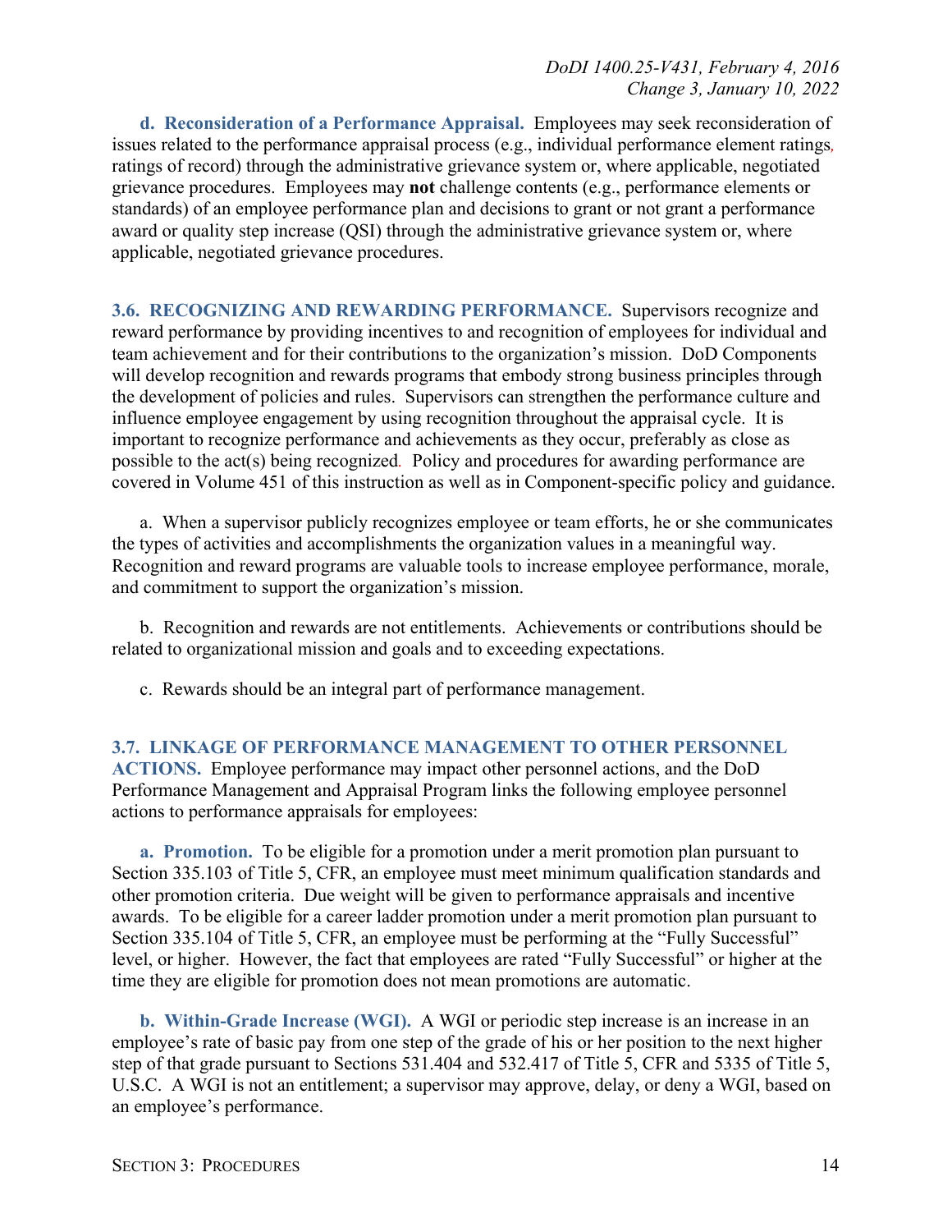**d. Reconsideration of a Performance Appraisal.** Employees may seek reconsideration of issues related to the performance appraisal process (e.g., individual performance element ratings, ratings of record) through the administrative grievance system or, where applicable, negotiated grievance procedures. Employees may **not** challenge contents (e.g., performance elements or standards) of an employee performance plan and decisions to grant or not grant a performance award or quality step increase (QSI) through the administrative grievance system or, where applicable, negotiated grievance procedures.

## 3.6. RECOGNIZING AND REWARDING PERFORMANCE.

Supervisors recognize and reward performance by providing incentives to and recognition of employees for individual and team achievement and for their contributions to the organization's mission. DoD Components will develop recognition and rewards programs that embody strong business principles through the development of policies and rules. Supervisors can strengthen the performance culture and influence employee engagement by using recognition throughout the appraisal cycle. It is important to recognize performance and achievements as they occur, preferably as close as possible to the act(s) being recognized. Policy and procedures for awarding performance are covered in Volume 451 of this instruction as well as in Component-specific policy and guidance.

a. When a supervisor publicly recognizes employee or team efforts, he or she communicates the types of activities and accomplishments the organization values in a meaningful way. Recognition and reward programs are valuable tools to increase employee performance, morale, and commitment to support the organization's mission.

b. Recognition and rewards are not entitlements. Achievements or contributions should be related to organizational mission and goals and to exceeding expectations.

c. Rewards should be an integral part of performance management.

## 3.7. LINKAGE OF PERFORMANCE MANAGEMENT TO OTHER PERSONNEL ACTIONS.

Employee performance may impact other personnel actions, and the DoD Performance Management and Appraisal Program links the following employee personnel actions to performance appraisals for employees:

**a. Promotion.** To be eligible for a promotion under a merit promotion plan pursuant to Section 335.103 of Title 5, CFR, an employee must meet minimum qualification standards and other promotion criteria. Due weight will be given to performance appraisals and incentive awards. To be eligible for a career ladder promotion under a merit promotion plan pursuant to Section 335.104 of Title 5, CFR, an employee must be performing at the "Fully Successful" level, or higher. However, the fact that employees are rated "Fully Successful" or higher at the time they are eligible for promotion does not mean promotions are automatic.

**b. Within-Grade Increase (WGI).** A WGI or periodic step increase is an increase in an employee's rate of basic pay from one step of the grade of his or her position to the next higher step of that grade pursuant to Sections 531.404 and 532.417 of Title 5, CFR and 5335 of Title 5, U.S.C. A WGI is not an entitlement; a supervisor may approve, delay, or deny a WGI, based on an employee's performance.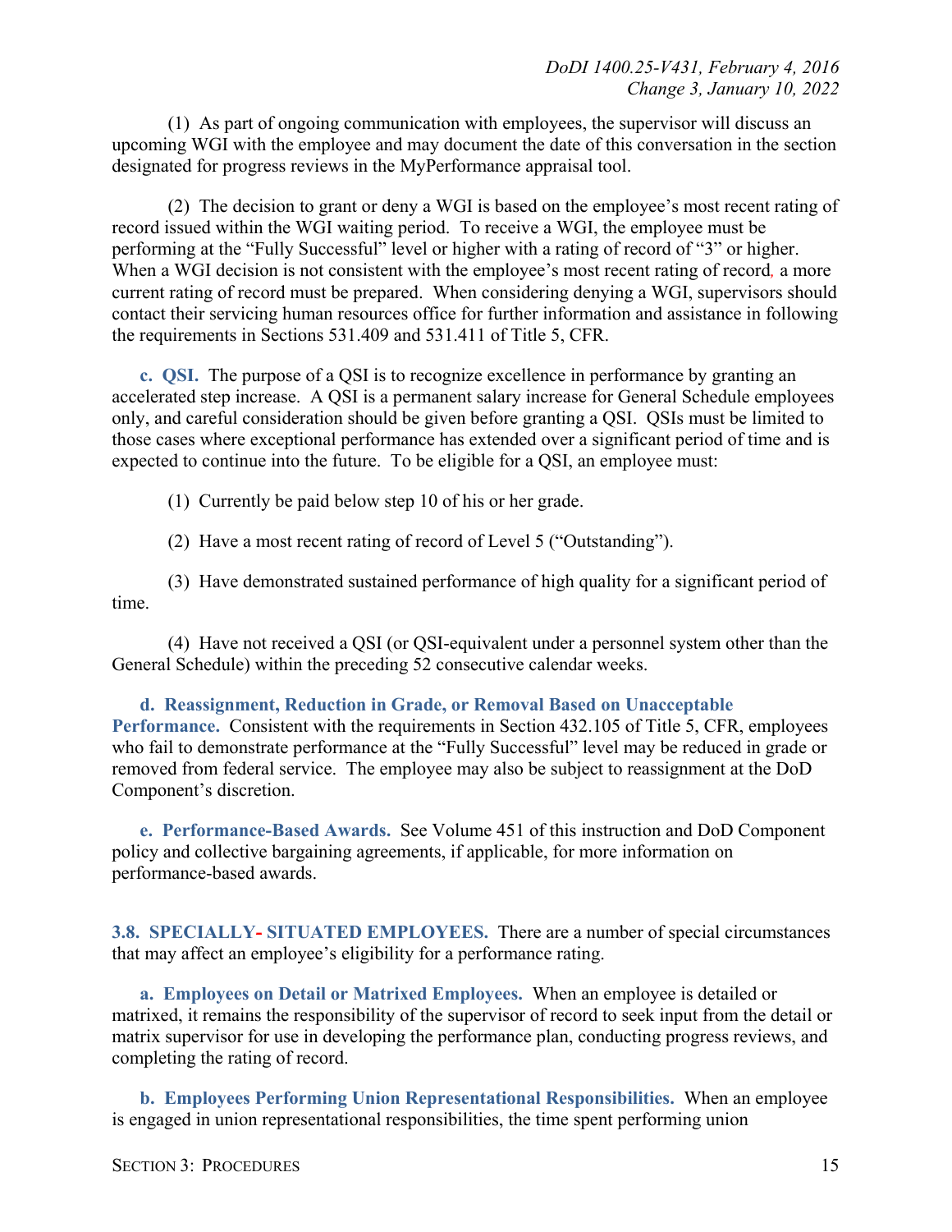(1) As part of ongoing communication with employees, the supervisor will discuss an upcoming WGI with the employee and may document the date of this conversation in the section designated for progress reviews in the MyPerformance appraisal tool.

(2) The decision to grant or deny a WGI is based on the employee's most recent rating of record issued within the WGI waiting period. To receive a WGI, the employee must be performing at the "Fully Successful" level or higher with a rating of record of "3" or higher. When a WGI decision is not consistent with the employee's most recent rating of record, a more current rating of record must be prepared. When considering denying a WGI, supervisors should contact their servicing human resources office for further information and assistance in following the requirements in Sections 531.409 and 531.411 of Title 5, CFR.

**c. QSI.** The purpose of a QSI is to recognize excellence in performance by granting an accelerated step increase. A QSI is a permanent salary increase for General Schedule employees only, and careful consideration should be given before granting a QSI. QSIs must be limited to those cases where exceptional performance has extended over a significant period of time and is expected to continue into the future. To be eligible for a QSI, an employee must:

(1) Currently be paid below step 10 of his or her grade.

(2) Have a most recent rating of record of Level 5 ("Outstanding").

(3) Have demonstrated sustained performance of high quality for a significant period of time.

(4) Have not received a QSI (or QSI-equivalent under a personnel system other than the General Schedule) within the preceding 52 consecutive calendar weeks.

**d. Reassignment, Reduction in Grade, or Removal Based on Unacceptable Performance.** Consistent with the requirements in Section 432.105 of Title 5, CFR, employees who fail to demonstrate performance at the "Fully Successful" level may be reduced in grade or removed from federal service. The employee may also be subject to reassignment at the DoD Component's discretion.

**e. Performance-Based Awards.** See Volume 451 of this instruction and DoD Component policy and collective bargaining agreements, if applicable, for more information on performance-based awards.

## 3.8. SPECIALLY- SITUATED EMPLOYEES.

There are a number of special circumstances that may affect an employee's eligibility for a performance rating.

**a. Employees on Detail or Matrixed Employees.** When an employee is detailed or matrixed, it remains the responsibility of the supervisor of record to seek input from the detail or matrix supervisor for use in developing the performance plan, conducting progress reviews, and completing the rating of record.

**b. Employees Performing Union Representational Responsibilities.** When an employee is engaged in union representational responsibilities, the time spent performing union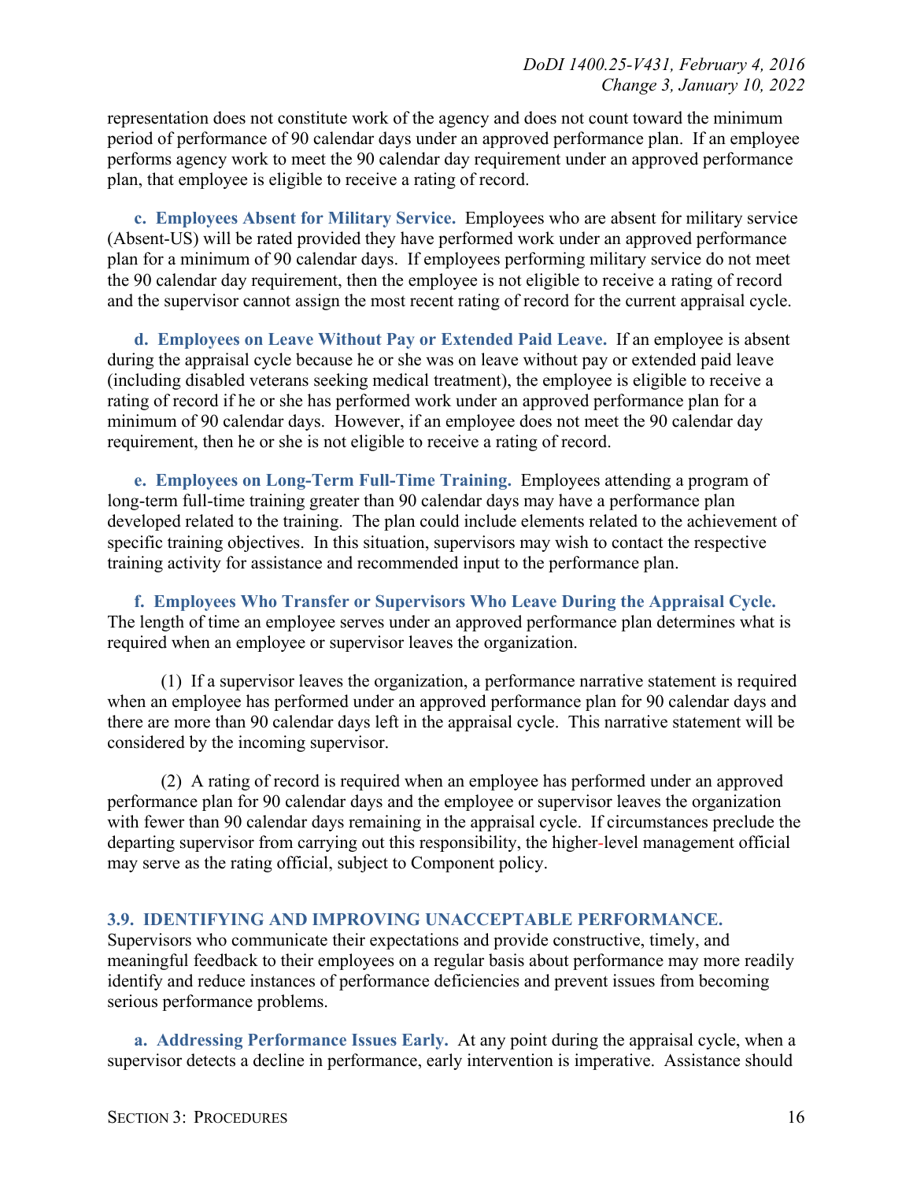representation does not constitute work of the agency and does not count toward the minimum period of performance of 90 calendar days under an approved performance plan. If an employee performs agency work to meet the 90 calendar day requirement under an approved performance plan, that employee is eligible to receive a rating of record.

**c. Employees Absent for Military Service.** Employees who are absent for military service (Absent-US) will be rated provided they have performed work under an approved performance plan for a minimum of 90 calendar days. If employees performing military service do not meet the 90 calendar day requirement, then the employee is not eligible to receive a rating of record and the supervisor cannot assign the most recent rating of record for the current appraisal cycle.

**d. Employees on Leave Without Pay or Extended Paid Leave.** If an employee is absent during the appraisal cycle because he or she was on leave without pay or extended paid leave (including disabled veterans seeking medical treatment), the employee is eligible to receive a rating of record if he or she has performed work under an approved performance plan for a minimum of 90 calendar days. However, if an employee does not meet the 90 calendar day requirement, then he or she is not eligible to receive a rating of record.

**e. Employees on Long-Term Full-Time Training.** Employees attending a program of long-term full-time training greater than 90 calendar days may have a performance plan developed related to the training. The plan could include elements related to the achievement of specific training objectives. In this situation, supervisors may wish to contact the respective training activity for assistance and recommended input to the performance plan.

**f. Employees Who Transfer or Supervisors Who Leave During the Appraisal Cycle.** The length of time an employee serves under an approved performance plan determines what is required when an employee or supervisor leaves the organization.

(1) If a supervisor leaves the organization, a performance narrative statement is required when an employee has performed under an approved performance plan for 90 calendar days and there are more than 90 calendar days left in the appraisal cycle. This narrative statement will be considered by the incoming supervisor.

(2) A rating of record is required when an employee has performed under an approved performance plan for 90 calendar days and the employee or supervisor leaves the organization with fewer than 90 calendar days remaining in the appraisal cycle. If circumstances preclude the departing supervisor from carrying out this responsibility, the higher-level management official may serve as the rating official, subject to Component policy.

## 3.9. IDENTIFYING AND IMPROVING UNACCEPTABLE PERFORMANCE.

Supervisors who communicate their expectations and provide constructive, timely, and meaningful feedback to their employees on a regular basis about performance may more readily identify and reduce instances of performance deficiencies and prevent issues from becoming serious performance problems.

**a. Addressing Performance Issues Early.** At any point during the appraisal cycle, when a supervisor detects a decline in performance, early intervention is imperative. Assistance should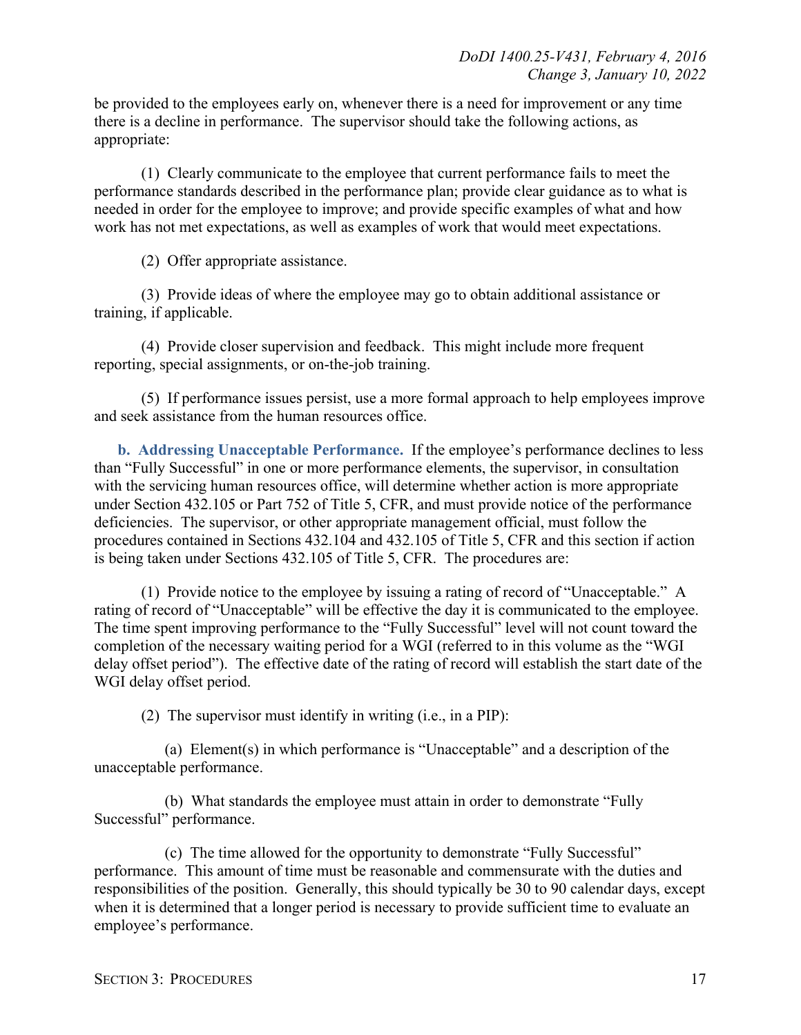be provided to the employees early on, whenever there is a need for improvement or any time there is a decline in performance. The supervisor should take the following actions, as appropriate:

(1) Clearly communicate to the employee that current performance fails to meet the performance standards described in the performance plan; provide clear guidance as to what is needed in order for the employee to improve; and provide specific examples of what and how work has not met expectations, as well as examples of work that would meet expectations.

(2) Offer appropriate assistance.

(3) Provide ideas of where the employee may go to obtain additional assistance or training, if applicable.

(4) Provide closer supervision and feedback. This might include more frequent reporting, special assignments, or on-the-job training.

(5) If performance issues persist, use a more formal approach to help employees improve and seek assistance from the human resources office.

**b. Addressing Unacceptable Performance.** If the employee's performance declines to less than "Fully Successful" in one or more performance elements, the supervisor, in consultation with the servicing human resources office, will determine whether action is more appropriate under Section 432.105 or Part 752 of Title 5, CFR, and must provide notice of the performance deficiencies. The supervisor, or other appropriate management official, must follow the procedures contained in Sections 432.104 and 432.105 of Title 5, CFR and this section if action is being taken under Sections 432.105 of Title 5, CFR. The procedures are:

(1) Provide notice to the employee by issuing a rating of record of "Unacceptable." A rating of record of "Unacceptable" will be effective the day it is communicated to the employee. The time spent improving performance to the "Fully Successful" level will not count toward the completion of the necessary waiting period for a WGI (referred to in this volume as the "WGI delay offset period"). The effective date of the rating of record will establish the start date of the WGI delay offset period.

(2) The supervisor must identify in writing (i.e., in a PIP):

(a) Element(s) in which performance is "Unacceptable" and a description of the unacceptable performance.

(b) What standards the employee must attain in order to demonstrate "Fully Successful" performance.

(c) The time allowed for the opportunity to demonstrate "Fully Successful" performance. This amount of time must be reasonable and commensurate with the duties and responsibilities of the position. Generally, this should typically be 30 to 90 calendar days, except when it is determined that a longer period is necessary to provide sufficient time to evaluate an employee's performance.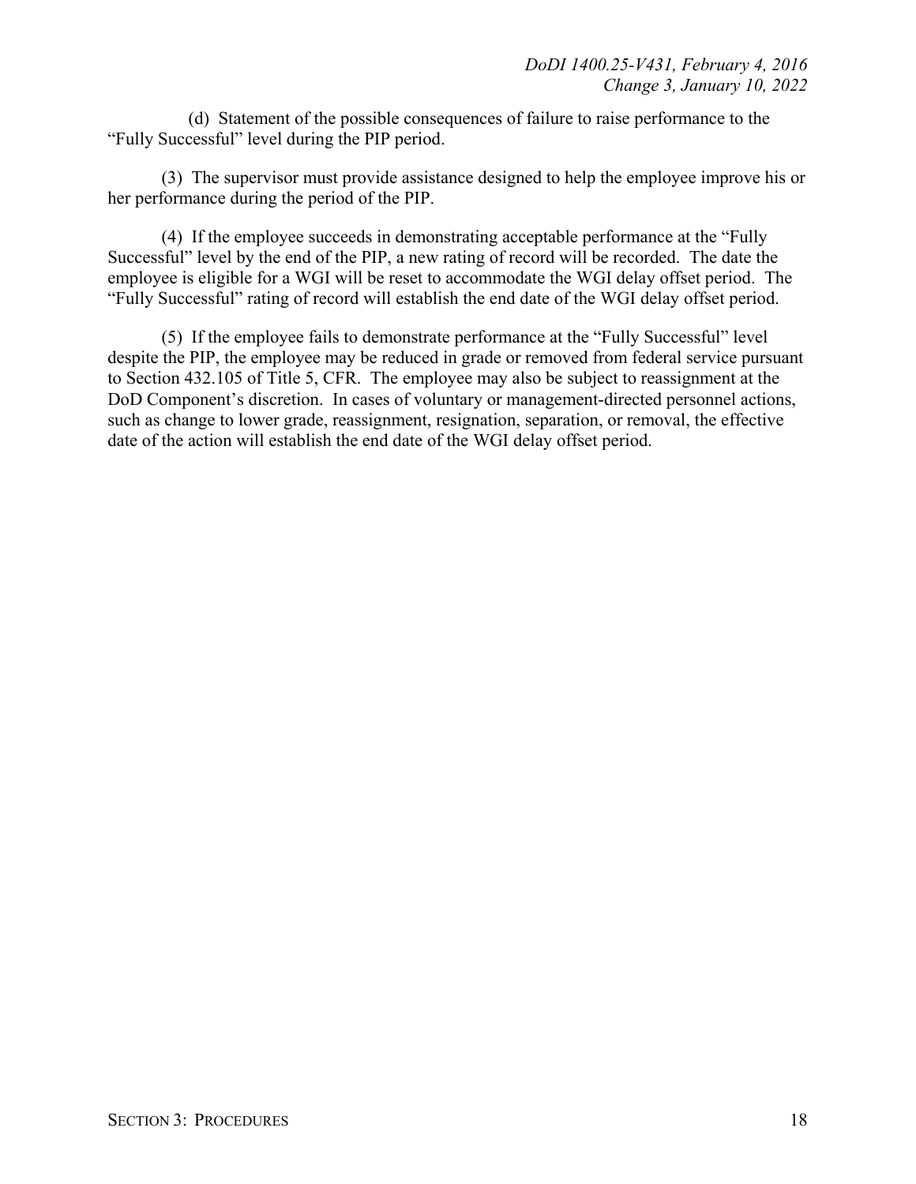(d) Statement of the possible consequences of failure to raise performance to the "Fully Successful" level during the PIP period.

(3) The supervisor must provide assistance designed to help the employee improve his or her performance during the period of the PIP.

(4) If the employee succeeds in demonstrating acceptable performance at the "Fully Successful" level by the end of the PIP, a new rating of record will be recorded. The date the employee is eligible for a WGI will be reset to accommodate the WGI delay offset period. The "Fully Successful" rating of record will establish the end date of the WGI delay offset period.

(5) If the employee fails to demonstrate performance at the "Fully Successful" level despite the PIP, the employee may be reduced in grade or removed from federal service pursuant to Section 432.105 of Title 5, CFR. The employee may also be subject to reassignment at the DoD Component's discretion. In cases of voluntary or management-directed personnel actions, such as change to lower grade, reassignment, resignation, separation, or removal, the effective date of the action will establish the end date of the WGI delay offset period.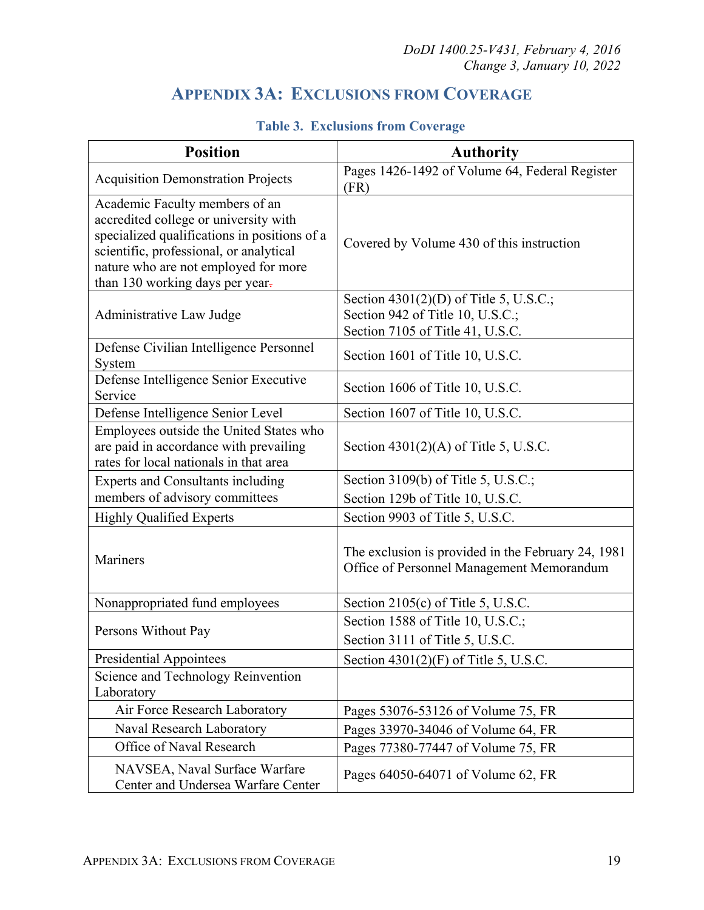# APPENDIX 3A: EXCLUSIONS FROM COVERAGE

**Table 3. Exclusions from Coverage**

| Position | Authority |
|---|---|
| Acquisition Demonstration Projects | Pages 1426-1492 of Volume 64, Federal Register (FR) |
| Academic Faculty members of an accredited college or university with specialized qualifications in positions of a scientific, professional, or analytical nature who are not employed for more than 130 working days per year. | Covered by Volume 430 of this instruction |
| Administrative Law Judge | Section 4301(2)(D) of Title 5, U.S.C.; Section 942 of Title 10, U.S.C.; Section 7105 of Title 41, U.S.C. |
| Defense Civilian Intelligence Personnel System | Section 1601 of Title 10, U.S.C. |
| Defense Intelligence Senior Executive Service | Section 1606 of Title 10, U.S.C. |
| Defense Intelligence Senior Level | Section 1607 of Title 10, U.S.C. |
| Employees outside the United States who are paid in accordance with prevailing rates for local nationals in that area | Section 4301(2)(A) of Title 5, U.S.C. |
| Experts and Consultants including members of advisory committees | Section 3109(b) of Title 5, U.S.C.; Section 129b of Title 10, U.S.C. |
| Highly Qualified Experts | Section 9903 of Title 5, U.S.C. |
| Mariners | The exclusion is provided in the February 24, 1981 Office of Personnel Management Memorandum |
| Nonappropriated fund employees | Section 2105(c) of Title 5, U.S.C. |
| Persons Without Pay | Section 1588 of Title 10, U.S.C.; Section 3111 of Title 5, U.S.C. |
| Presidential Appointees | Section 4301(2)(F) of Title 5, U.S.C. |
| Science and Technology Reinvention Laboratory | |
| Air Force Research Laboratory | Pages 53076-53126 of Volume 75, FR |
| Naval Research Laboratory | Pages 33970-34046 of Volume 64, FR |
| Office of Naval Research | Pages 77380-77447 of Volume 75, FR |
| NAVSEA, Naval Surface Warfare Center and Undersea Warfare Center | Pages 64050-64071 of Volume 62, FR |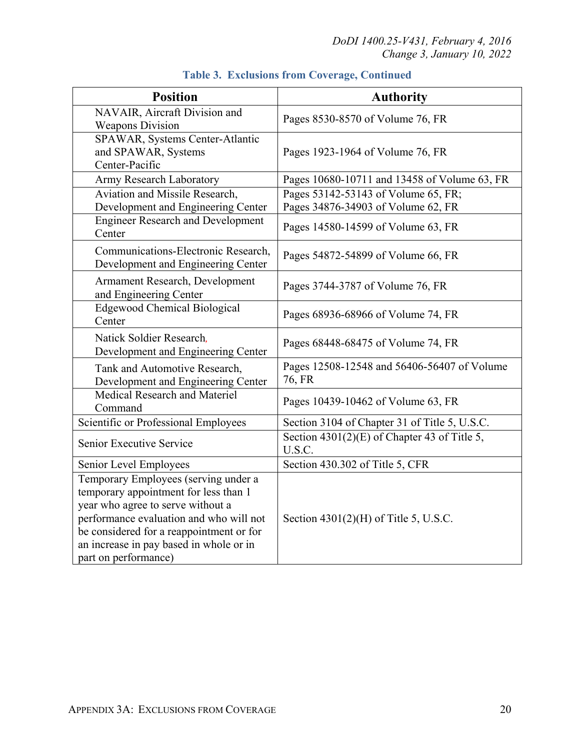**Table 3. Exclusions from Coverage, Continued**

| Position | Authority |
|---|---|
| NAVAIR, Aircraft Division and Weapons Division | Pages 8530-8570 of Volume 76, FR |
| SPAWAR, Systems Center-Atlantic and SPAWAR, Systems Center-Pacific | Pages 1923-1964 of Volume 76, FR |
| Army Research Laboratory | Pages 10680-10711 and 13458 of Volume 63, FR |
| Aviation and Missile Research, Development and Engineering Center | Pages 53142-53143 of Volume 65, FR; Pages 34876-34903 of Volume 62, FR |
| Engineer Research and Development Center | Pages 14580-14599 of Volume 63, FR |
| Communications-Electronic Research, Development and Engineering Center | Pages 54872-54899 of Volume 66, FR |
| Armament Research, Development and Engineering Center | Pages 3744-3787 of Volume 76, FR |
| Edgewood Chemical Biological Center | Pages 68936-68966 of Volume 74, FR |
| Natick Soldier Research, Development and Engineering Center | Pages 68448-68475 of Volume 74, FR |
| Tank and Automotive Research, Development and Engineering Center | Pages 12508-12548 and 56406-56407 of Volume 76, FR |
| Medical Research and Materiel Command | Pages 10439-10462 of Volume 63, FR |
| Scientific or Professional Employees | Section 3104 of Chapter 31 of Title 5, U.S.C. |
| Senior Executive Service | Section 4301(2)(E) of Chapter 43 of Title 5, U.S.C. |
| Senior Level Employees | Section 430.302 of Title 5, CFR |
| Temporary Employees (serving under a temporary appointment for less than 1 year who agree to serve without a performance evaluation and who will not be considered for a reappointment or for an increase in pay based in whole or in part on performance) | Section 4301(2)(H) of Title 5, U.S.C. |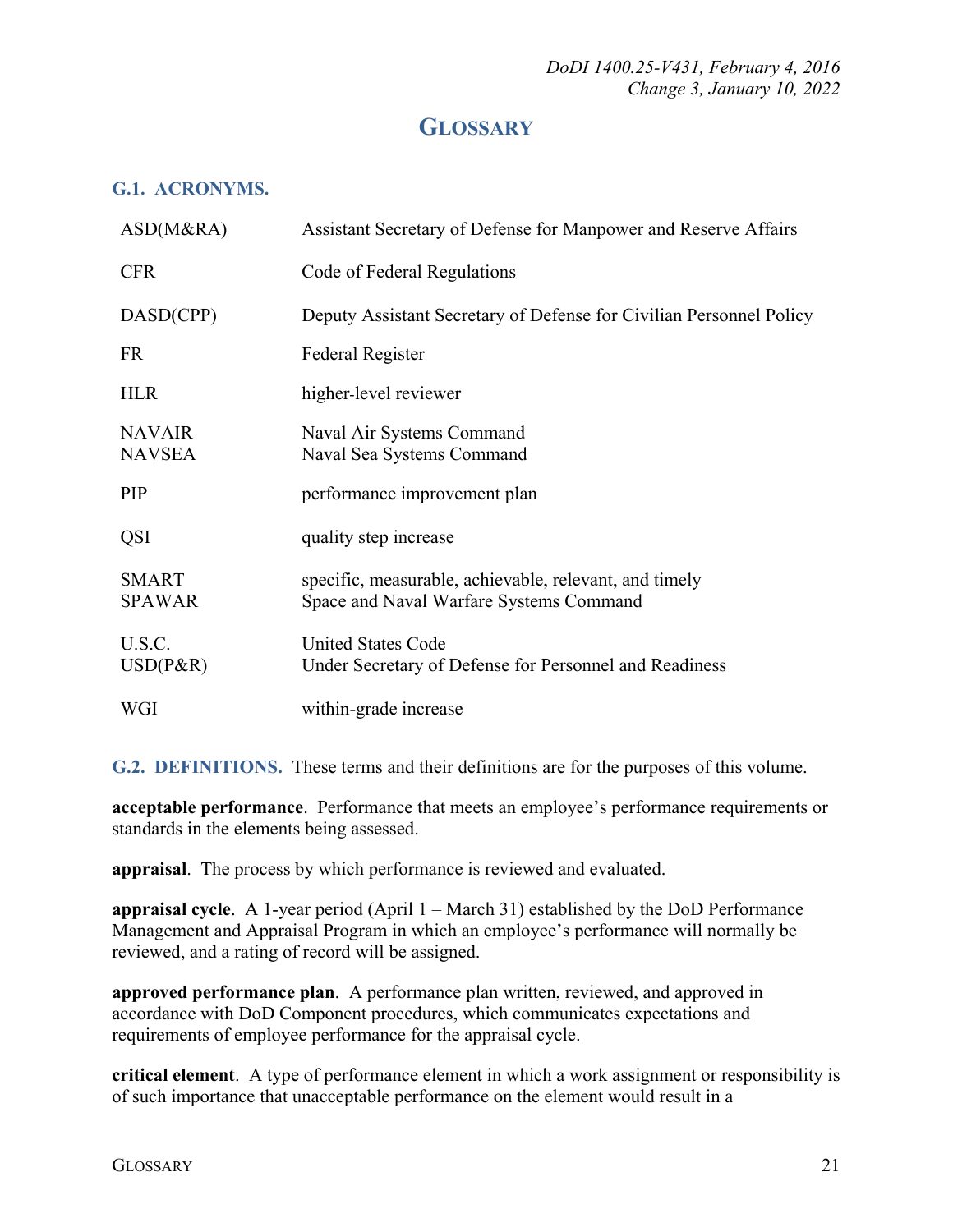# GLOSSARY

## G.1. ACRONYMS.

| | |
|---|---|
| ASD(M&RA) | Assistant Secretary of Defense for Manpower and Reserve Affairs |
| CFR | Code of Federal Regulations |
| DASD(CPP) | Deputy Assistant Secretary of Defense for Civilian Personnel Policy |
| FR | Federal Register |
| HLR | higher-level reviewer |
| NAVAIR | Naval Air Systems Command |
| NAVSEA | Naval Sea Systems Command |
| PIP | performance improvement plan |
| QSI | quality step increase |
| SMART | specific, measurable, achievable, relevant, and timely |
| SPAWAR | Space and Naval Warfare Systems Command |
| U.S.C. | United States Code |
| USD(P&R) | Under Secretary of Defense for Personnel and Readiness |
| WGI | within-grade increase |

## G.2. DEFINITIONS.

These terms and their definitions are for the purposes of this volume.

**acceptable performance**. Performance that meets an employee's performance requirements or standards in the elements being assessed.

**appraisal**. The process by which performance is reviewed and evaluated.

**appraisal cycle**. A 1-year period (April 1 – March 31) established by the DoD Performance Management and Appraisal Program in which an employee's performance will normally be reviewed, and a rating of record will be assigned.

**approved performance plan**. A performance plan written, reviewed, and approved in accordance with DoD Component procedures, which communicates expectations and requirements of employee performance for the appraisal cycle.

**critical element**. A type of performance element in which a work assignment or responsibility is of such importance that unacceptable performance on the element would result in a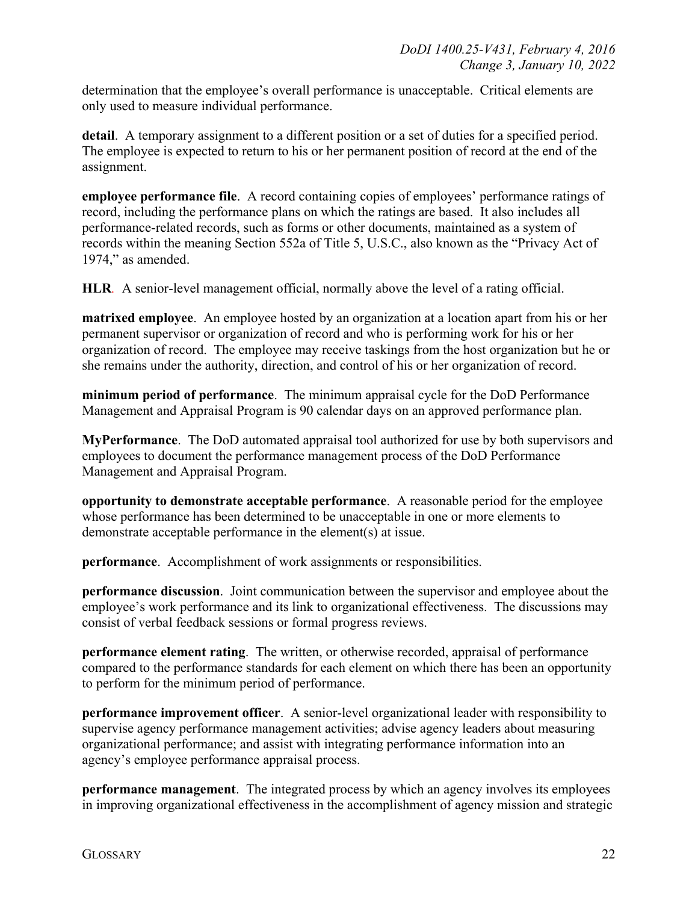determination that the employee's overall performance is unacceptable. Critical elements are only used to measure individual performance.

**detail**. A temporary assignment to a different position or a set of duties for a specified period. The employee is expected to return to his or her permanent position of record at the end of the assignment.

**employee performance file**. A record containing copies of employees' performance ratings of record, including the performance plans on which the ratings are based. It also includes all performance-related records, such as forms or other documents, maintained as a system of records within the meaning Section 552a of Title 5, U.S.C., also known as the "Privacy Act of 1974," as amended.

**HLR**. A senior-level management official, normally above the level of a rating official.

**matrixed employee**. An employee hosted by an organization at a location apart from his or her permanent supervisor or organization of record and who is performing work for his or her organization of record. The employee may receive taskings from the host organization but he or she remains under the authority, direction, and control of his or her organization of record.

**minimum period of performance**. The minimum appraisal cycle for the DoD Performance Management and Appraisal Program is 90 calendar days on an approved performance plan.

**MyPerformance**. The DoD automated appraisal tool authorized for use by both supervisors and employees to document the performance management process of the DoD Performance Management and Appraisal Program.

**opportunity to demonstrate acceptable performance**. A reasonable period for the employee whose performance has been determined to be unacceptable in one or more elements to demonstrate acceptable performance in the element(s) at issue.

**performance**. Accomplishment of work assignments or responsibilities.

**performance discussion**. Joint communication between the supervisor and employee about the employee's work performance and its link to organizational effectiveness. The discussions may consist of verbal feedback sessions or formal progress reviews.

**performance element rating**. The written, or otherwise recorded, appraisal of performance compared to the performance standards for each element on which there has been an opportunity to perform for the minimum period of performance.

**performance improvement officer**. A senior-level organizational leader with responsibility to supervise agency performance management activities; advise agency leaders about measuring organizational performance; and assist with integrating performance information into an agency's employee performance appraisal process.

**performance management**. The integrated process by which an agency involves its employees in improving organizational effectiveness in the accomplishment of agency mission and strategic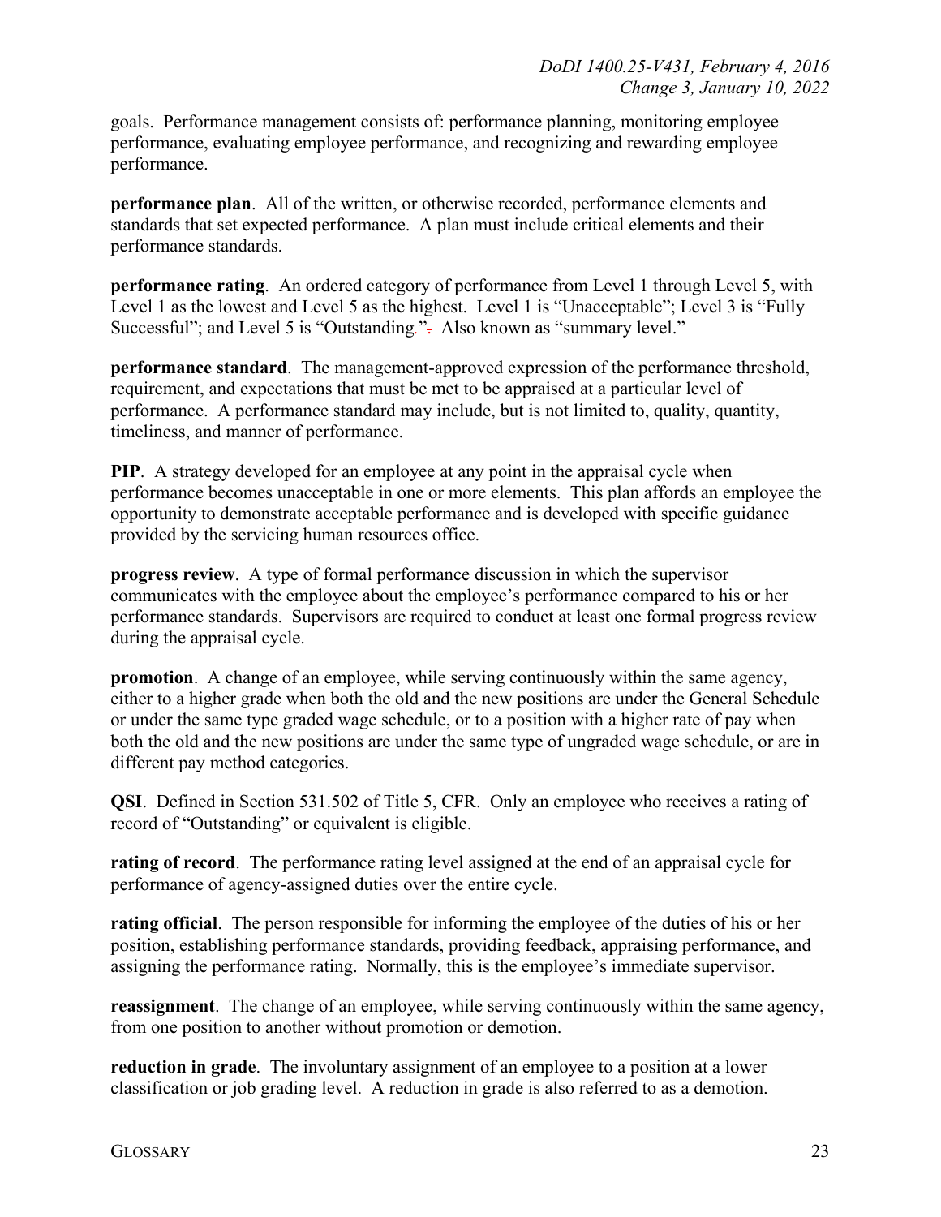goals. Performance management consists of: performance planning, monitoring employee performance, evaluating employee performance, and recognizing and rewarding employee performance.

**performance plan**. All of the written, or otherwise recorded, performance elements and standards that set expected performance. A plan must include critical elements and their performance standards.

**performance rating**. An ordered category of performance from Level 1 through Level 5, with Level 1 as the lowest and Level 5 as the highest. Level 1 is "Unacceptable"; Level 3 is "Fully Successful"; and Level 5 is "Outstanding." Also known as "summary level."

**performance standard**. The management-approved expression of the performance threshold, requirement, and expectations that must be met to be appraised at a particular level of performance. A performance standard may include, but is not limited to, quality, quantity, timeliness, and manner of performance.

**PIP**. A strategy developed for an employee at any point in the appraisal cycle when performance becomes unacceptable in one or more elements. This plan affords an employee the opportunity to demonstrate acceptable performance and is developed with specific guidance provided by the servicing human resources office.

**progress review**. A type of formal performance discussion in which the supervisor communicates with the employee about the employee's performance compared to his or her performance standards. Supervisors are required to conduct at least one formal progress review during the appraisal cycle.

**promotion**. A change of an employee, while serving continuously within the same agency, either to a higher grade when both the old and the new positions are under the General Schedule or under the same type graded wage schedule, or to a position with a higher rate of pay when both the old and the new positions are under the same type of ungraded wage schedule, or are in different pay method categories.

**QSI**. Defined in Section 531.502 of Title 5, CFR. Only an employee who receives a rating of record of "Outstanding" or equivalent is eligible.

**rating of record**. The performance rating level assigned at the end of an appraisal cycle for performance of agency-assigned duties over the entire cycle.

**rating official**. The person responsible for informing the employee of the duties of his or her position, establishing performance standards, providing feedback, appraising performance, and assigning the performance rating. Normally, this is the employee's immediate supervisor.

**reassignment**. The change of an employee, while serving continuously within the same agency, from one position to another without promotion or demotion.

**reduction in grade**. The involuntary assignment of an employee to a position at a lower classification or job grading level. A reduction in grade is also referred to as a demotion.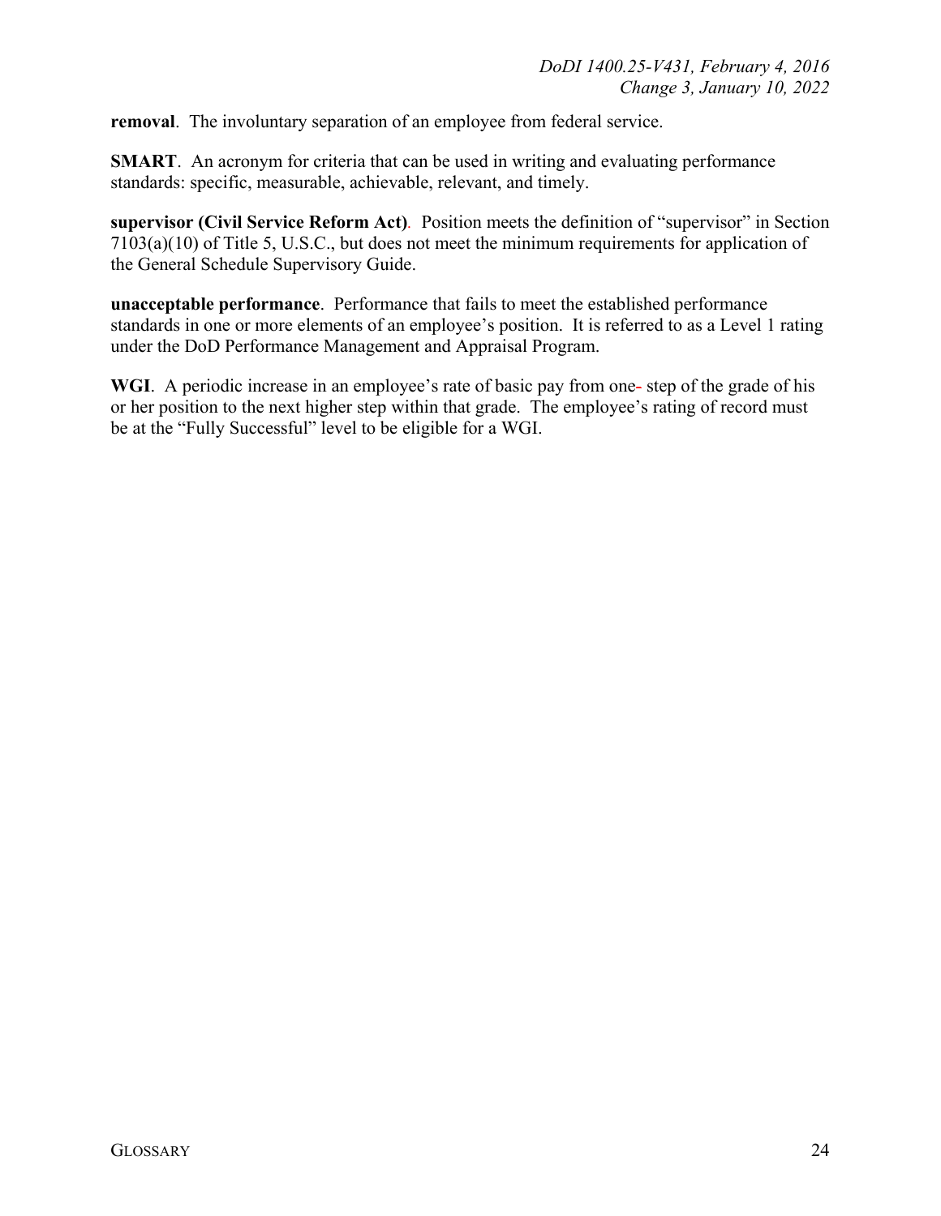**removal**. The involuntary separation of an employee from federal service.

**SMART**. An acronym for criteria that can be used in writing and evaluating performance standards: specific, measurable, achievable, relevant, and timely.

**supervisor (Civil Service Reform Act)**. Position meets the definition of "supervisor" in Section 7103(a)(10) of Title 5, U.S.C., but does not meet the minimum requirements for application of the General Schedule Supervisory Guide.

**unacceptable performance**. Performance that fails to meet the established performance standards in one or more elements of an employee's position. It is referred to as a Level 1 rating under the DoD Performance Management and Appraisal Program.

**WGI**. A periodic increase in an employee's rate of basic pay from one step of the grade of his or her position to the next higher step within that grade. The employee's rating of record must be at the "Fully Successful" level to be eligible for a WGI.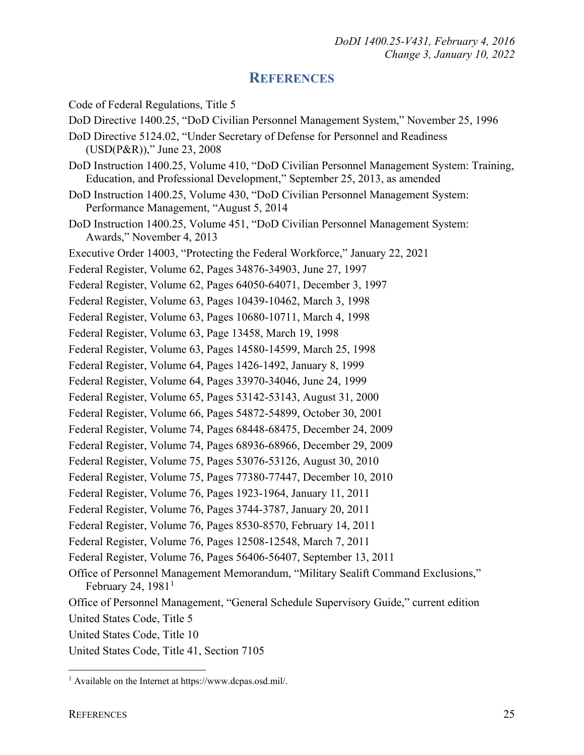# REFERENCES

Code of Federal Regulations, Title 5

DoD Directive 1400.25, "DoD Civilian Personnel Management System," November 25, 1996

DoD Directive 5124.02, "Under Secretary of Defense for Personnel and Readiness (USD(P&R))," June 23, 2008

DoD Instruction 1400.25, Volume 410, "DoD Civilian Personnel Management System: Training, Education, and Professional Development," September 25, 2013, as amended

DoD Instruction 1400.25, Volume 430, "DoD Civilian Personnel Management System: Performance Management, "August 5, 2014

DoD Instruction 1400.25, Volume 451, "DoD Civilian Personnel Management System: Awards," November 4, 2013

Executive Order 14003, "Protecting the Federal Workforce," January 22, 2021

Federal Register, Volume 62, Pages 34876-34903, June 27, 1997

Federal Register, Volume 62, Pages 64050-64071, December 3, 1997

Federal Register, Volume 63, Pages 10439-10462, March 3, 1998

Federal Register, Volume 63, Pages 10680-10711, March 4, 1998

Federal Register, Volume 63, Page 13458, March 19, 1998

Federal Register, Volume 63, Pages 14580-14599, March 25, 1998

Federal Register, Volume 64, Pages 1426-1492, January 8, 1999

Federal Register, Volume 64, Pages 33970-34046, June 24, 1999

Federal Register, Volume 65, Pages 53142-53143, August 31, 2000

Federal Register, Volume 66, Pages 54872-54899, October 30, 2001

Federal Register, Volume 74, Pages 68448-68475, December 24, 2009

Federal Register, Volume 74, Pages 68936-68966, December 29, 2009

Federal Register, Volume 75, Pages 53076-53126, August 30, 2010

Federal Register, Volume 75, Pages 77380-77447, December 10, 2010

Federal Register, Volume 76, Pages 1923-1964, January 11, 2011

Federal Register, Volume 76, Pages 3744-3787, January 20, 2011

Federal Register, Volume 76, Pages 8530-8570, February 14, 2011

Federal Register, Volume 76, Pages 12508-12548, March 7, 2011

Federal Register, Volume 76, Pages 56406-56407, September 13, 2011

Office of Personnel Management Memorandum, "Military Sealift Command Exclusions," February 24, 1981[1]

Office of Personnel Management, "General Schedule Supervisory Guide," current edition

United States Code, Title 5

United States Code, Title 10

United States Code, Title 41, Section 7105

[1] Available on the Internet at https://www.dcpas.osd.mil/.